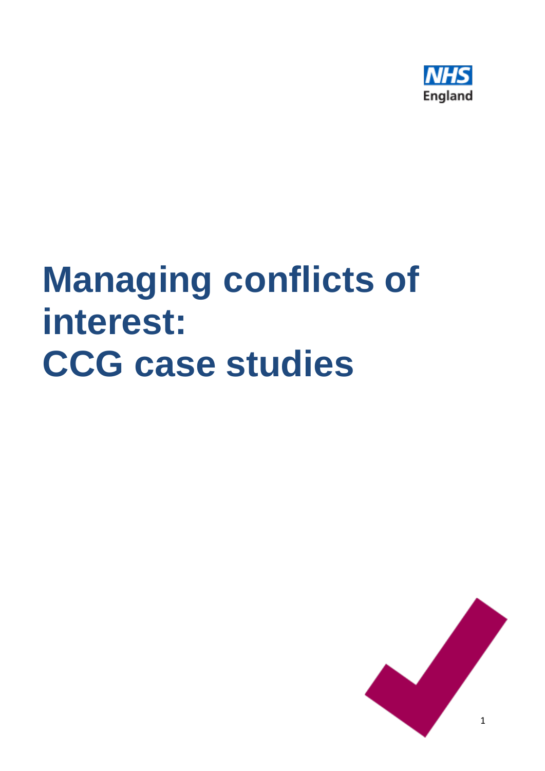# Managing conflicts of interest: CCG case studies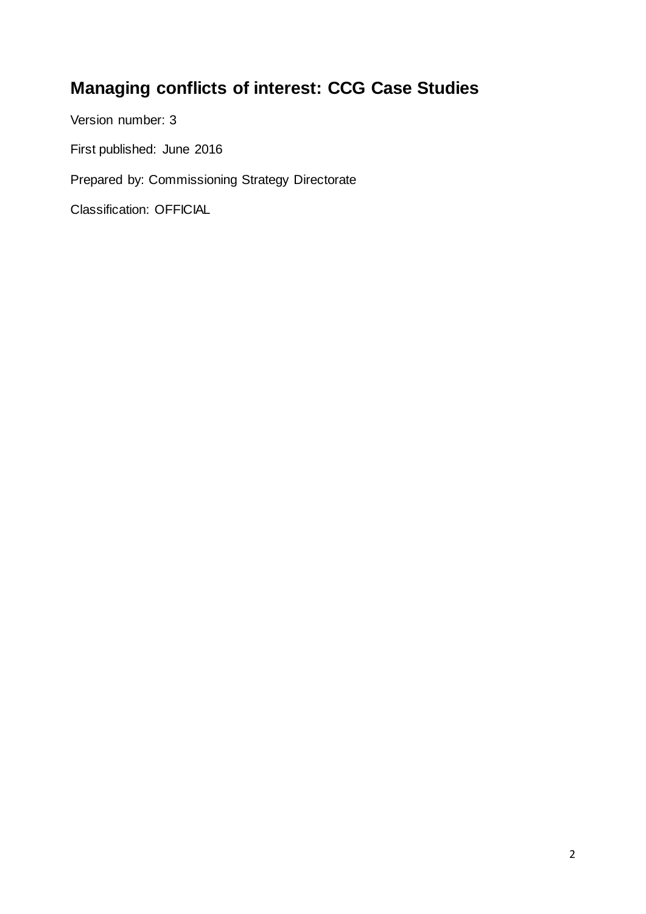# Managing conflicts of interest: CCG Case Studies

Version number: 3

First published: June 2016

Prepared by: Commissioning Strategy Directorate

Classification: OFFICIAL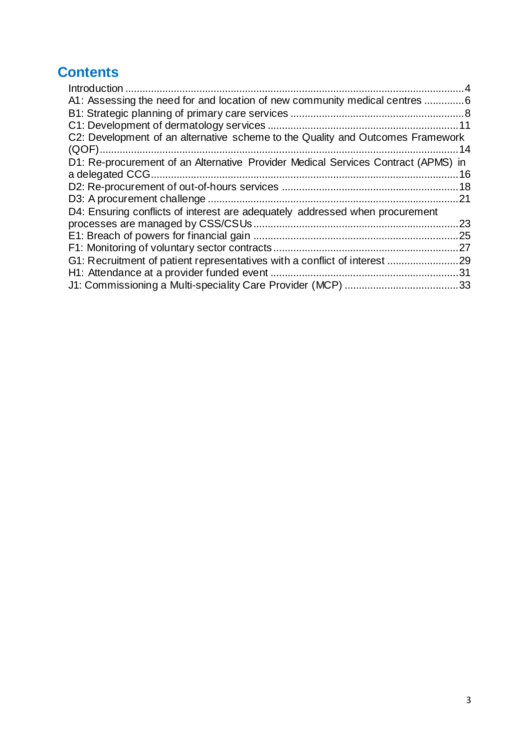## Contents

- Introduction ....................................................................................................................4
- A1: Assessing the need for and location of new community medical centres ..............6
- B1: Strategic planning of primary care services ..............................................................8
- C1: Development of dermatology services ....................................................................11
- C2: Development of an alternative scheme to the Quality and Outcomes Framework (QOF)..............................................................................................................................14
- D1: Re-procurement of an Alternative Provider Medical Services Contract (APMS) in a delegated CCG.............................................................................................................16
- D2: Re-procurement of out-of-hours services ...............................................................18
- D3: A procurement challenge .........................................................................................21
- D4: Ensuring conflicts of interest are adequately addressed when procurement processes are managed by CSS/CSUs.........................................................................23
- E1: Breach of powers for financial gain .........................................................................25
- F1: Monitoring of voluntary sector contracts ..................................................................27
- G1: Recruitment of patient representatives with a conflict of interest ..........................29
- H1: Attendance at a provider funded event ...................................................................31
- J1: Commissioning a Multi-speciality Care Provider (MCP) .........................................33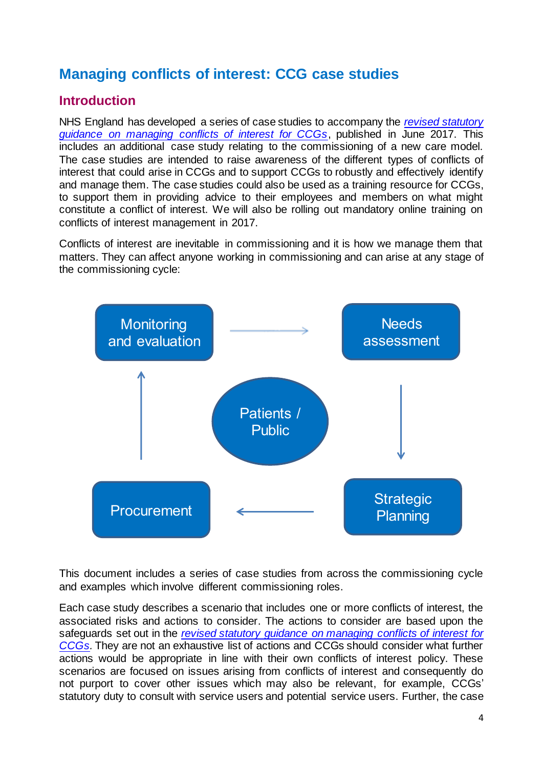## Managing conflicts of interest: CCG case studies

### Introduction

NHS England has developed a series of case studies to accompany the *revised statutory guidance on managing conflicts of interest for CCGs*, published in June 2017. This includes an additional case study relating to the commissioning of a new care model. The case studies are intended to raise awareness of the different types of conflicts of interest that could arise in CCGs and to support CCGs to robustly and effectively identify and manage them. The case studies could also be used as a training resource for CCGs, to support them in providing advice to their employees and members on what might constitute a conflict of interest. We will also be rolling out mandatory online training on conflicts of interest management in 2017.

Conflicts of interest are inevitable in commissioning and it is how we manage them that matters. They can affect anyone working in commissioning and can arise at any stage of the commissioning cycle:

Monitoring and evaluation → Needs assessment → Strategic Planning → Procurement → Monitoring and evaluation

Patients / Public

This document includes a series of case studies from across the commissioning cycle and examples which involve different commissioning roles.

Each case study describes a scenario that includes one or more conflicts of interest, the associated risks and actions to consider. The actions to consider are based upon the safeguards set out in the *revised statutory guidance on managing conflicts of interest for CCGs*. They are not an exhaustive list of actions and CCGs should consider what further actions would be appropriate in line with their own conflicts of interest policy. These scenarios are focused on issues arising from conflicts of interest and consequently do not purport to cover other issues which may also be relevant, for example, CCGs' statutory duty to consult with service users and potential service users. Further, the case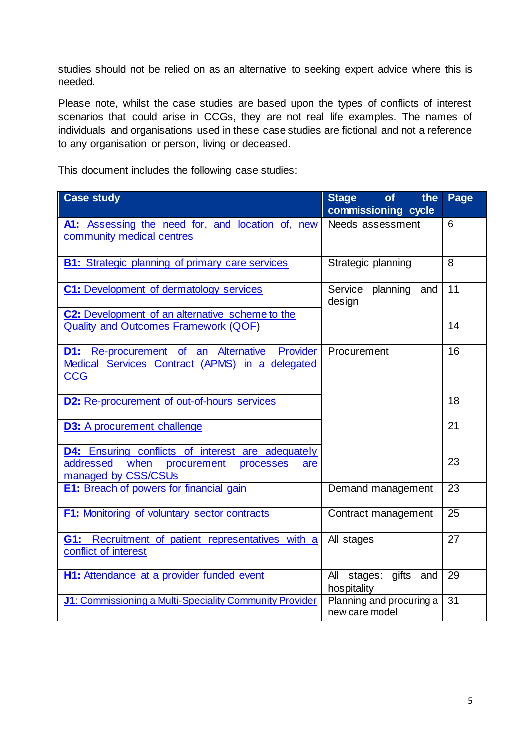studies should not be relied on as an alternative to seeking expert advice where this is needed.

Please note, whilst the case studies are based upon the types of conflicts of interest scenarios that could arise in CCGs, they are not real life examples. The names of individuals and organisations used in these case studies are fictional and not a reference to any organisation or person, living or deceased.

This document includes the following case studies:

| Case study | Stage of the commissioning cycle | Page |
|---|---|---|
| **A1:** Assessing the need for, and location of, new community medical centres | Needs assessment | 6 |
| **B1:** Strategic planning of primary care services | Strategic planning | 8 |
| **C1:** Development of dermatology services | Service planning and design | 11 |
| **C2:** Development of an alternative scheme to the Quality and Outcomes Framework (QOF) | | 14 |
| **D1:** Re-procurement of an Alternative Provider Medical Services Contract (APMS) in a delegated CCG | Procurement | 16 |
| **D2:** Re-procurement of out-of-hours services | | 18 |
| **D3:** A procurement challenge | | 21 |
| **D4:** Ensuring conflicts of interest are adequately addressed when procurement processes are managed by CSS/CSUs | | 23 |
| **E1:** Breach of powers for financial gain | Demand management | 23 |
| **F1:** Monitoring of voluntary sector contracts | Contract management | 25 |
| **G1:** Recruitment of patient representatives with a conflict of interest | All stages | 27 |
| **H1:** Attendance at a provider funded event | All stages: gifts and hospitality | 29 |
| **J1**: Commissioning a Multi-Speciality Community Provider | Planning and procuring a new care model | 31 |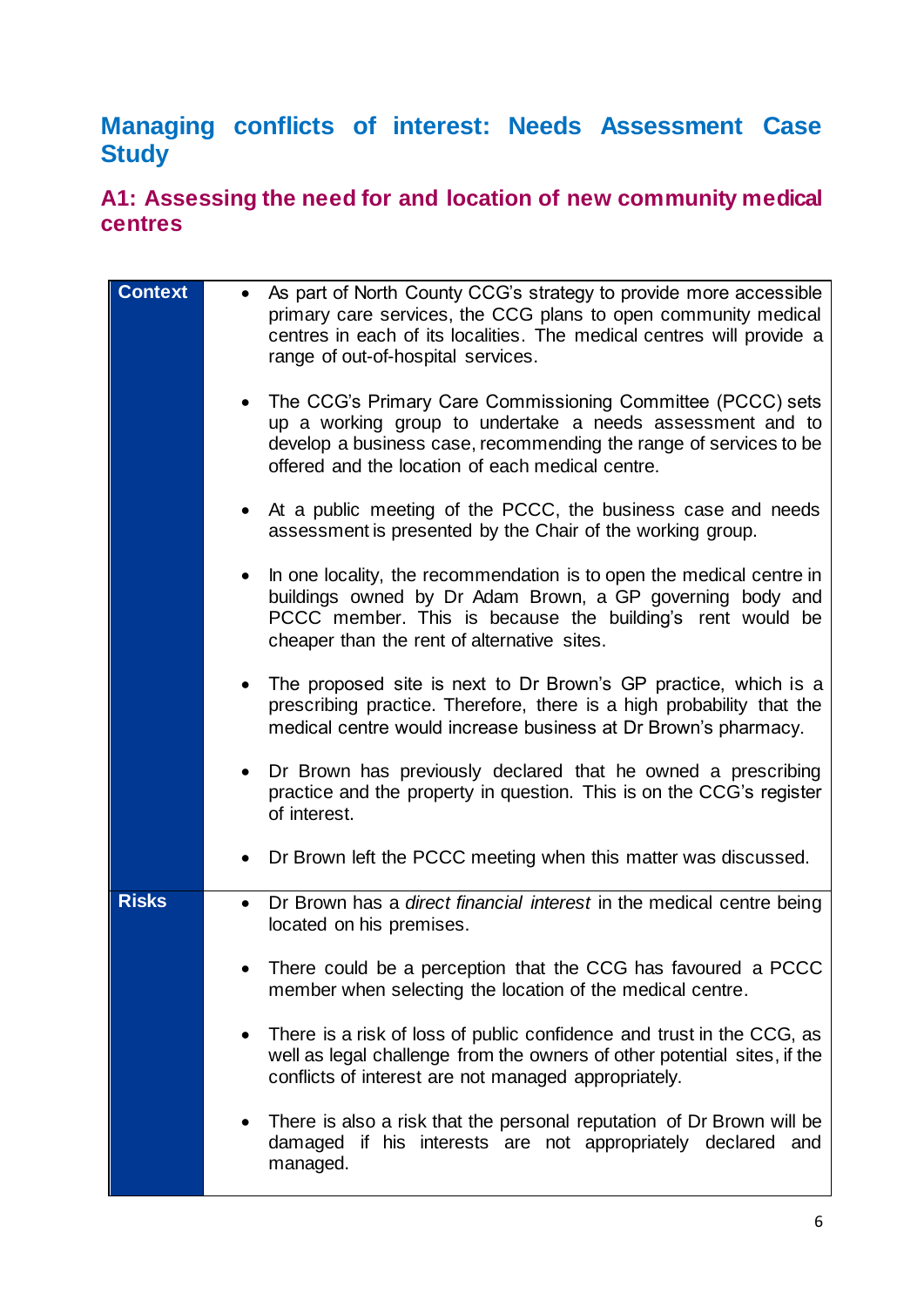# Managing conflicts of interest: Needs Assessment Case Study

## A1: Assessing the need for and location of new community medical centres

| | |
|---|---|
| **Context** | • As part of North County CCG's strategy to provide more accessible primary care services, the CCG plans to open community medical centres in each of its localities. The medical centres will provide a range of out-of-hospital services.<br><br>• The CCG's Primary Care Commissioning Committee (PCCC) sets up a working group to undertake a needs assessment and to develop a business case, recommending the range of services to be offered and the location of each medical centre.<br><br>• At a public meeting of the PCCC, the business case and needs assessment is presented by the Chair of the working group.<br><br>• In one locality, the recommendation is to open the medical centre in buildings owned by Dr Adam Brown, a GP governing body and PCCC member. This is because the building's rent would be cheaper than the rent of alternative sites.<br><br>• The proposed site is next to Dr Brown's GP practice, which is a prescribing practice. Therefore, there is a high probability that the medical centre would increase business at Dr Brown's pharmacy.<br><br>• Dr Brown has previously declared that he owned a prescribing practice and the property in question. This is on the CCG's register of interest.<br><br>• Dr Brown left the PCCC meeting when this matter was discussed. |
| **Risks** | • Dr Brown has a *direct financial interest* in the medical centre being located on his premises.<br><br>• There could be a perception that the CCG has favoured a PCCC member when selecting the location of the medical centre.<br><br>• There is a risk of loss of public confidence and trust in the CCG, as well as legal challenge from the owners of other potential sites, if the conflicts of interest are not managed appropriately.<br><br>• There is also a risk that the personal reputation of Dr Brown will be damaged if his interests are not appropriately declared and managed. |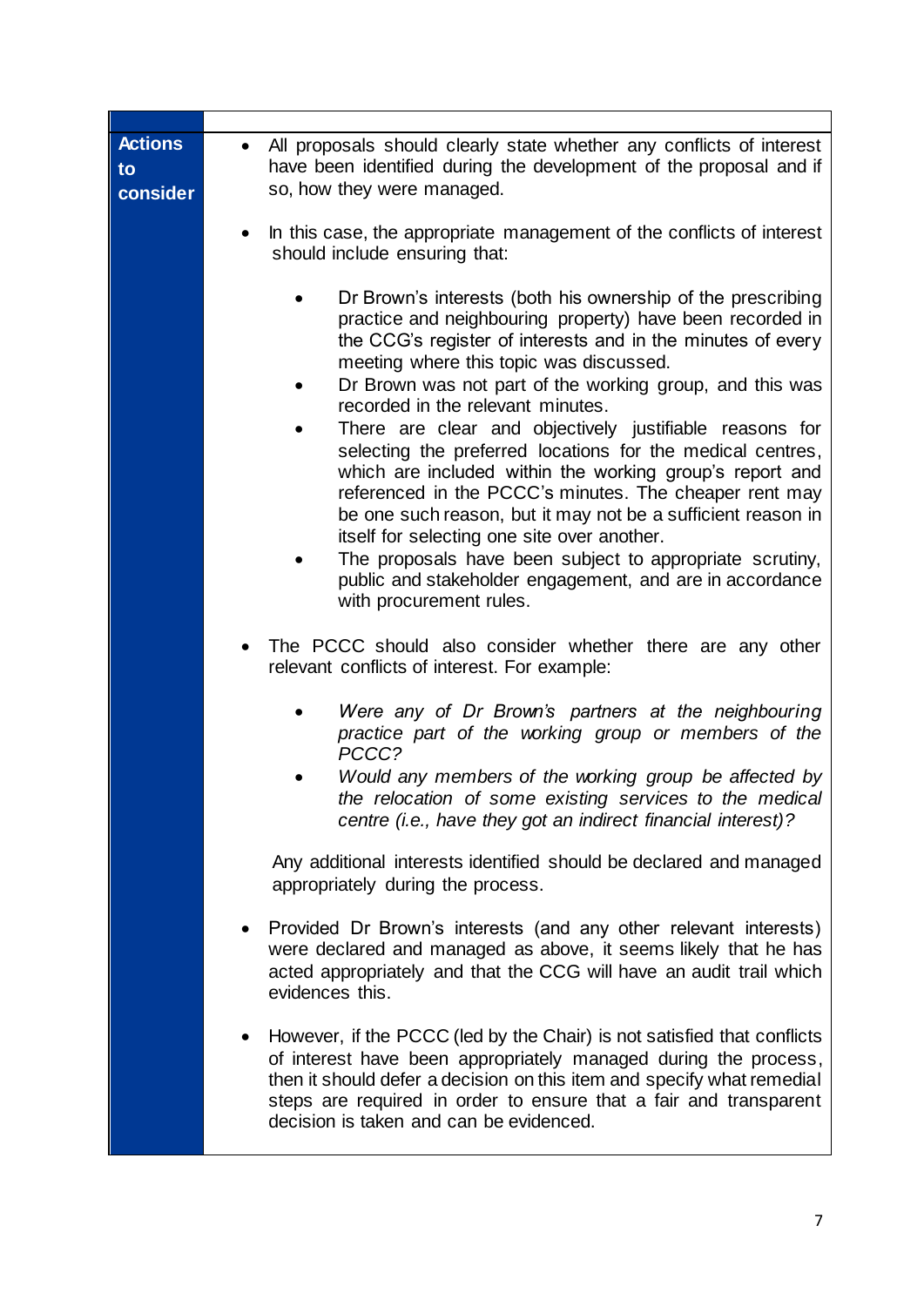**Actions to consider**

- All proposals should clearly state whether any conflicts of interest have been identified during the development of the proposal and if so, how they were managed.

- In this case, the appropriate management of the conflicts of interest should include ensuring that:

  - Dr Brown's interests (both his ownership of the prescribing practice and neighbouring property) have been recorded in the CCG's register of interests and in the minutes of every meeting where this topic was discussed.
  - Dr Brown was not part of the working group, and this was recorded in the relevant minutes.
  - There are clear and objectively justifiable reasons for selecting the preferred locations for the medical centres, which are included within the working group's report and referenced in the PCCC's minutes. The cheaper rent may be one such reason, but it may not be a sufficient reason in itself for selecting one site over another.
  - The proposals have been subject to appropriate scrutiny, public and stakeholder engagement, and are in accordance with procurement rules.

- The PCCC should also consider whether there are any other relevant conflicts of interest. For example:

  - *Were any of Dr Brown's partners at the neighbouring practice part of the working group or members of the PCCC?*
  - *Would any members of the working group be affected by the relocation of some existing services to the medical centre (i.e., have they got an indirect financial interest)?*

  Any additional interests identified should be declared and managed appropriately during the process.

- Provided Dr Brown's interests (and any other relevant interests) were declared and managed as above, it seems likely that he has acted appropriately and that the CCG will have an audit trail which evidences this.

- However, if the PCCC (led by the Chair) is not satisfied that conflicts of interest have been appropriately managed during the process, then it should defer a decision on this item and specify what remedial steps are required in order to ensure that a fair and transparent decision is taken and can be evidenced.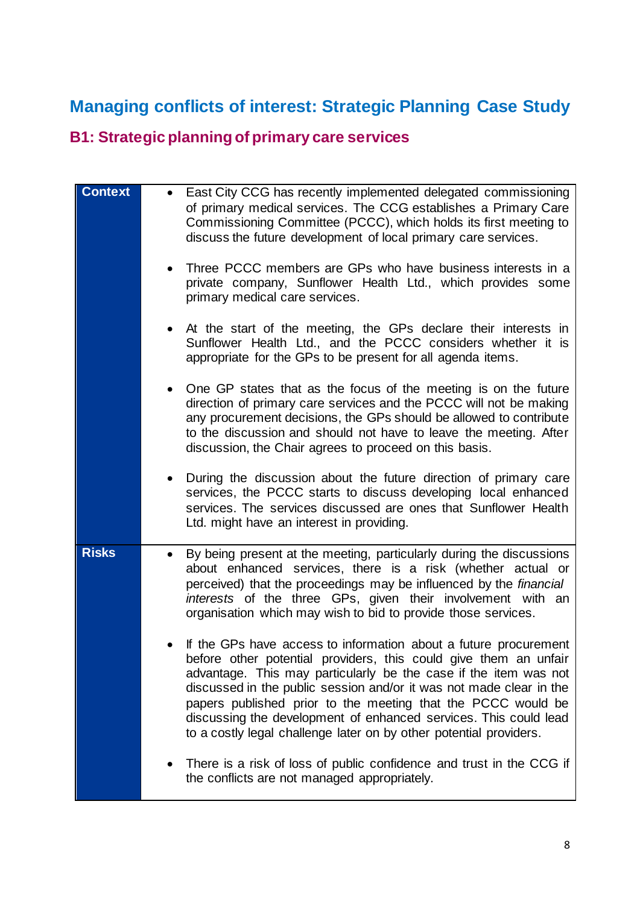# Managing conflicts of interest: Strategic Planning Case Study

## B1: Strategic planning of primary care services

| | |
|---|---|
| **Context** | • East City CCG has recently implemented delegated commissioning of primary medical services. The CCG establishes a Primary Care Commissioning Committee (PCCC), which holds its first meeting to discuss the future development of local primary care services.<br><br>• Three PCCC members are GPs who have business interests in a private company, Sunflower Health Ltd., which provides some primary medical care services.<br><br>• At the start of the meeting, the GPs declare their interests in Sunflower Health Ltd., and the PCCC considers whether it is appropriate for the GPs to be present for all agenda items.<br><br>• One GP states that as the focus of the meeting is on the future direction of primary care services and the PCCC will not be making any procurement decisions, the GPs should be allowed to contribute to the discussion and should not have to leave the meeting. After discussion, the Chair agrees to proceed on this basis.<br><br>• During the discussion about the future direction of primary care services, the PCCC starts to discuss developing local enhanced services. The services discussed are ones that Sunflower Health Ltd. might have an interest in providing. |
| **Risks** | • By being present at the meeting, particularly during the discussions about enhanced services, there is a risk (whether actual or perceived) that the proceedings may be influenced by the *financial interests* of the three GPs, given their involvement with an organisation which may wish to bid to provide those services.<br><br>• If the GPs have access to information about a future procurement before other potential providers, this could give them an unfair advantage. This may particularly be the case if the item was not discussed in the public session and/or it was not made clear in the papers published prior to the meeting that the PCCC would be discussing the development of enhanced services. This could lead to a costly legal challenge later on by other potential providers.<br><br>• There is a risk of loss of public confidence and trust in the CCG if the conflicts are not managed appropriately. |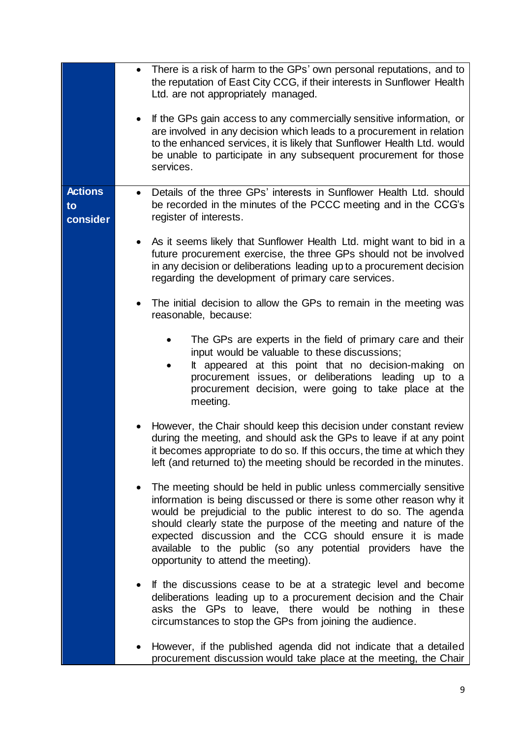| | |
|---|---|
| | • There is a risk of harm to the GPs' own personal reputations, and to the reputation of East City CCG, if their interests in Sunflower Health Ltd. are not appropriately managed.<br><br>• If the GPs gain access to any commercially sensitive information, or are involved in any decision which leads to a procurement in relation to the enhanced services, it is likely that Sunflower Health Ltd. would be unable to participate in any subsequent procurement for those services. |
| **Actions to consider** | • Details of the three GPs' interests in Sunflower Health Ltd. should be recorded in the minutes of the PCCC meeting and in the CCG's register of interests.<br><br>• As it seems likely that Sunflower Health Ltd. might want to bid in a future procurement exercise, the three GPs should not be involved in any decision or deliberations leading up to a procurement decision regarding the development of primary care services.<br><br>• The initial decision to allow the GPs to remain in the meeting was reasonable, because:<br>  ◦ The GPs are experts in the field of primary care and their input would be valuable to these discussions;<br>  ◦ It appeared at this point that no decision-making on procurement issues, or deliberations leading up to a procurement decision, were going to take place at the meeting.<br><br>• However, the Chair should keep this decision under constant review during the meeting, and should ask the GPs to leave if at any point it becomes appropriate to do so. If this occurs, the time at which they left (and returned to) the meeting should be recorded in the minutes.<br><br>• The meeting should be held in public unless commercially sensitive information is being discussed or there is some other reason why it would be prejudicial to the public interest to do so. The agenda should clearly state the purpose of the meeting and nature of the expected discussion and the CCG should ensure it is made available to the public (so any potential providers have the opportunity to attend the meeting).<br><br>• If the discussions cease to be at a strategic level and become deliberations leading up to a procurement decision and the Chair asks the GPs to leave, there would be nothing in these circumstances to stop the GPs from joining the audience.<br><br>• However, if the published agenda did not indicate that a detailed procurement discussion would take place at the meeting, the Chair |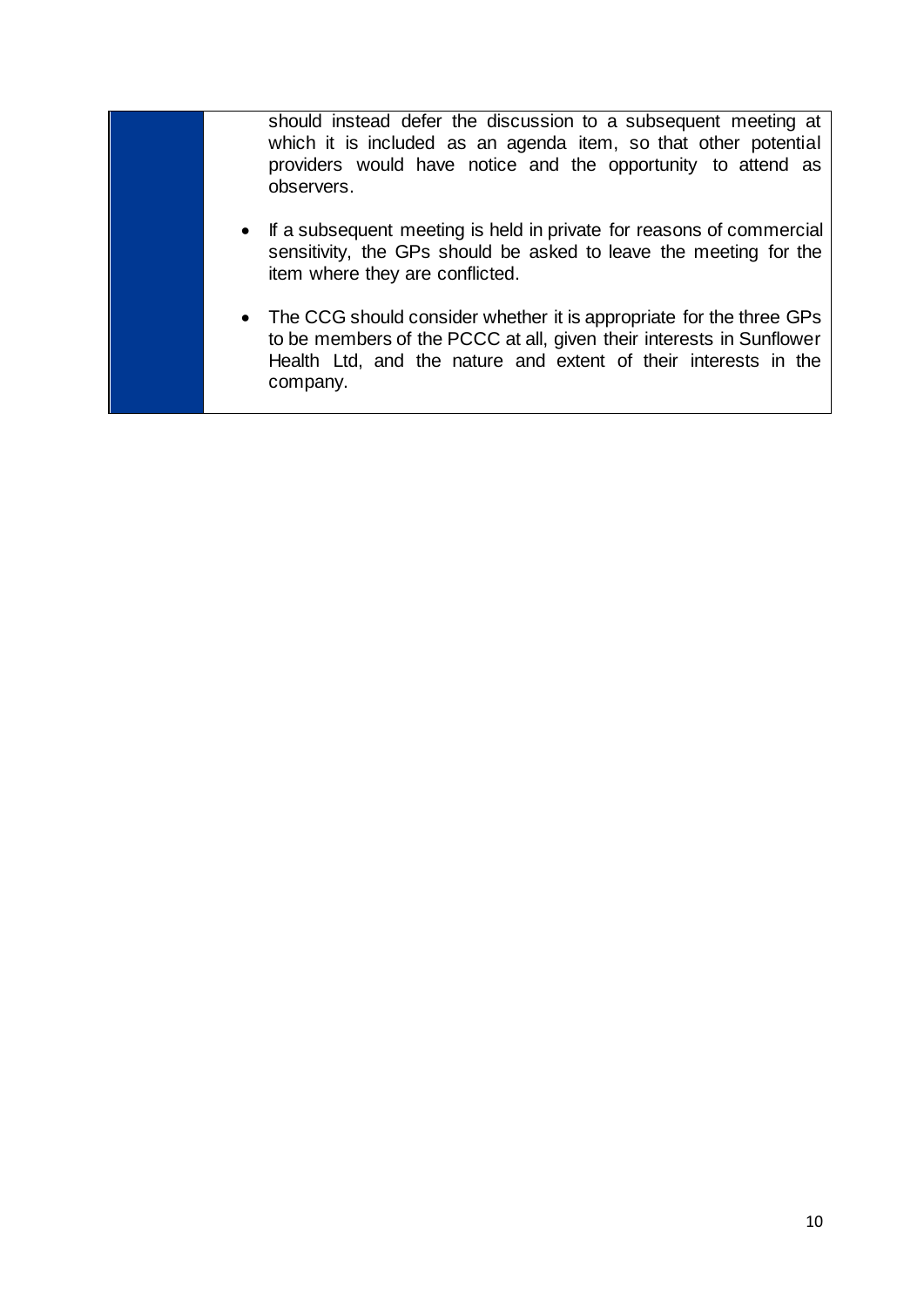should instead defer the discussion to a subsequent meeting at which it is included as an agenda item, so that other potential providers would have notice and the opportunity to attend as observers.

- If a subsequent meeting is held in private for reasons of commercial sensitivity, the GPs should be asked to leave the meeting for the item where they are conflicted.
- The CCG should consider whether it is appropriate for the three GPs to be members of the PCCC at all, given their interests in Sunflower Health Ltd, and the nature and extent of their interests in the company.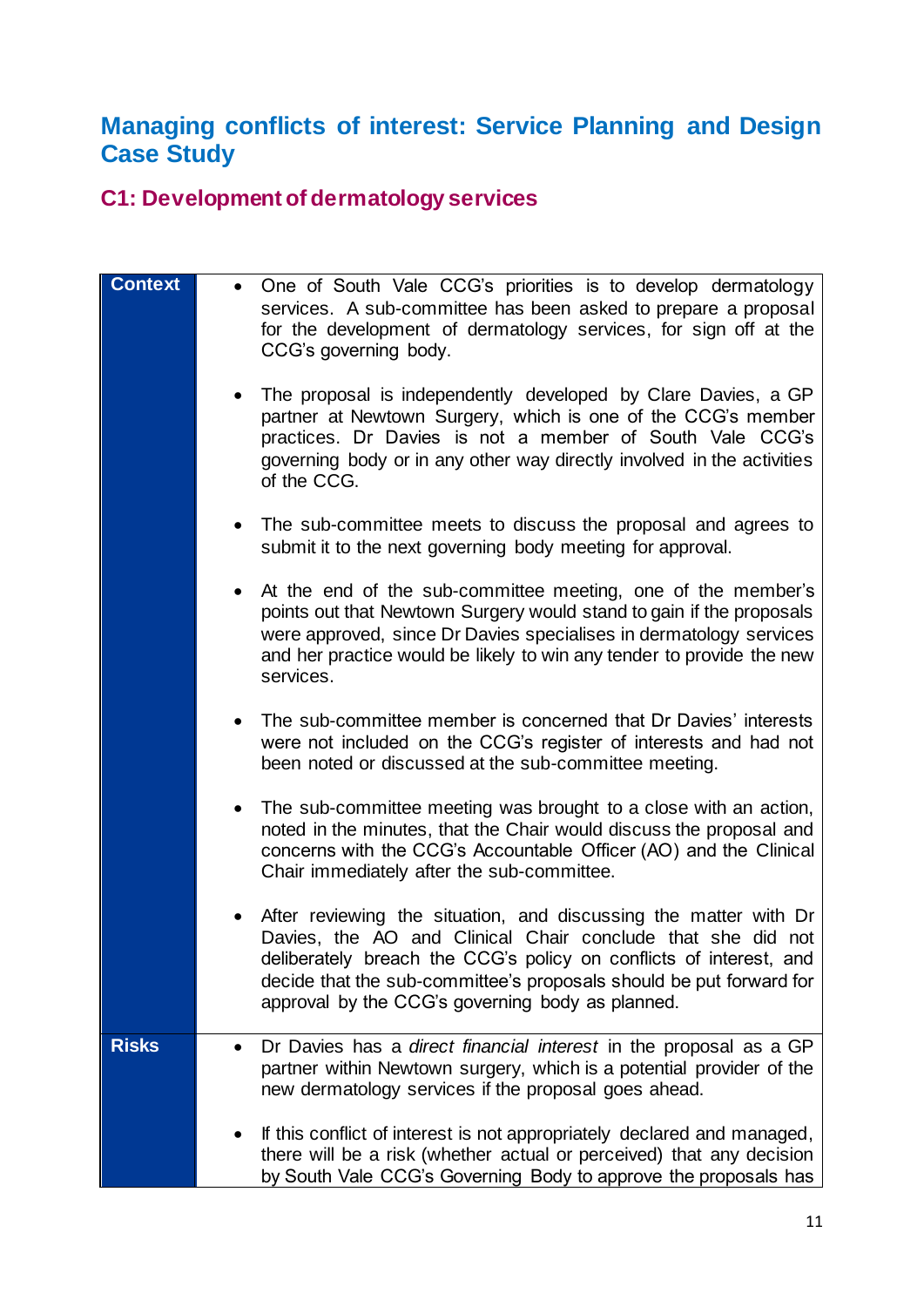## Managing conflicts of interest: Service Planning and Design Case Study

### C1: Development of dermatology services

| | |
|---|---|
| **Context** | • One of South Vale CCG's priorities is to develop dermatology services. A sub-committee has been asked to prepare a proposal for the development of dermatology services, for sign off at the CCG's governing body.<br><br>• The proposal is independently developed by Clare Davies, a GP partner at Newtown Surgery, which is one of the CCG's member practices. Dr Davies is not a member of South Vale CCG's governing body or in any other way directly involved in the activities of the CCG.<br><br>• The sub-committee meets to discuss the proposal and agrees to submit it to the next governing body meeting for approval.<br><br>• At the end of the sub-committee meeting, one of the member's points out that Newtown Surgery would stand to gain if the proposals were approved, since Dr Davies specialises in dermatology services and her practice would be likely to win any tender to provide the new services.<br><br>• The sub-committee member is concerned that Dr Davies' interests were not included on the CCG's register of interests and had not been noted or discussed at the sub-committee meeting.<br><br>• The sub-committee meeting was brought to a close with an action, noted in the minutes, that the Chair would discuss the proposal and concerns with the CCG's Accountable Officer (AO) and the Clinical Chair immediately after the sub-committee.<br><br>• After reviewing the situation, and discussing the matter with Dr Davies, the AO and Clinical Chair conclude that she did not deliberately breach the CCG's policy on conflicts of interest, and decide that the sub-committee's proposals should be put forward for approval by the CCG's governing body as planned. |
| **Risks** | • Dr Davies has a *direct financial interest* in the proposal as a GP partner within Newtown surgery, which is a potential provider of the new dermatology services if the proposal goes ahead.<br><br>• If this conflict of interest is not appropriately declared and managed, there will be a risk (whether actual or perceived) that any decision by South Vale CCG's Governing Body to approve the proposals has |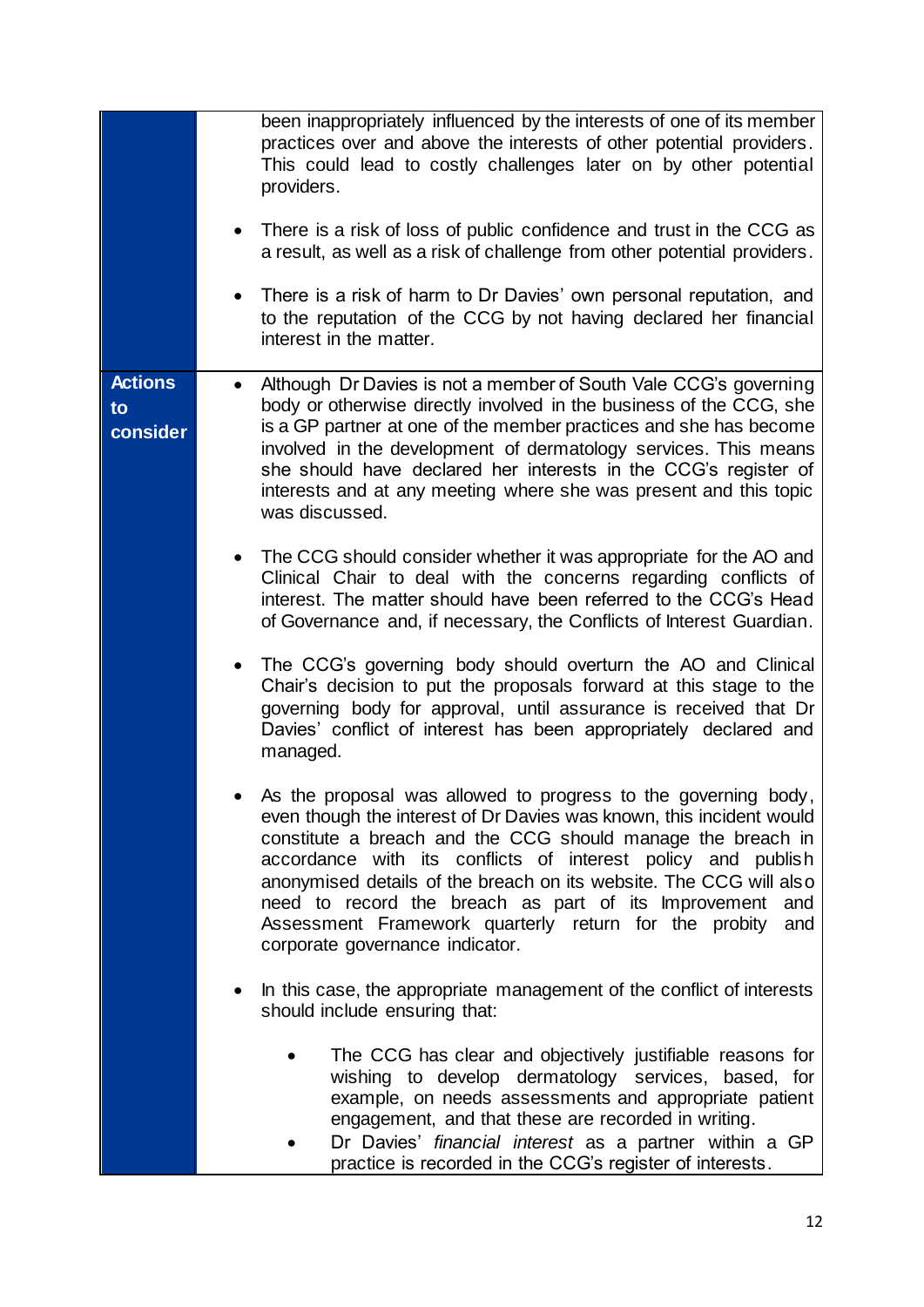| | |
|---|---|
| | been inappropriately influenced by the interests of one of its member practices over and above the interests of other potential providers. This could lead to costly challenges later on by other potential providers.<br><br>• There is a risk of loss of public confidence and trust in the CCG as a result, as well as a risk of challenge from other potential providers.<br><br>• There is a risk of harm to Dr Davies' own personal reputation, and to the reputation of the CCG by not having declared her financial interest in the matter. |
| **Actions to consider** | • Although Dr Davies is not a member of South Vale CCG's governing body or otherwise directly involved in the business of the CCG, she is a GP partner at one of the member practices and she has become involved in the development of dermatology services. This means she should have declared her interests in the CCG's register of interests and at any meeting where she was present and this topic was discussed.<br><br>• The CCG should consider whether it was appropriate for the AO and Clinical Chair to deal with the concerns regarding conflicts of interest. The matter should have been referred to the CCG's Head of Governance and, if necessary, the Conflicts of Interest Guardian.<br><br>• The CCG's governing body should overturn the AO and Clinical Chair's decision to put the proposals forward at this stage to the governing body for approval, until assurance is received that Dr Davies' conflict of interest has been appropriately declared and managed.<br><br>• As the proposal was allowed to progress to the governing body, even though the interest of Dr Davies was known, this incident would constitute a breach and the CCG should manage the breach in accordance with its conflicts of interest policy and publish anonymised details of the breach on its website. The CCG will also need to record the breach as part of its Improvement and Assessment Framework quarterly return for the probity and corporate governance indicator.<br><br>• In this case, the appropriate management of the conflict of interests should include ensuring that:<br><br>&nbsp;&nbsp;&nbsp;&nbsp;• The CCG has clear and objectively justifiable reasons for wishing to develop dermatology services, based, for example, on needs assessments and appropriate patient engagement, and that these are recorded in writing.<br>&nbsp;&nbsp;&nbsp;&nbsp;• Dr Davies' *financial interest* as a partner within a GP practice is recorded in the CCG's register of interests. |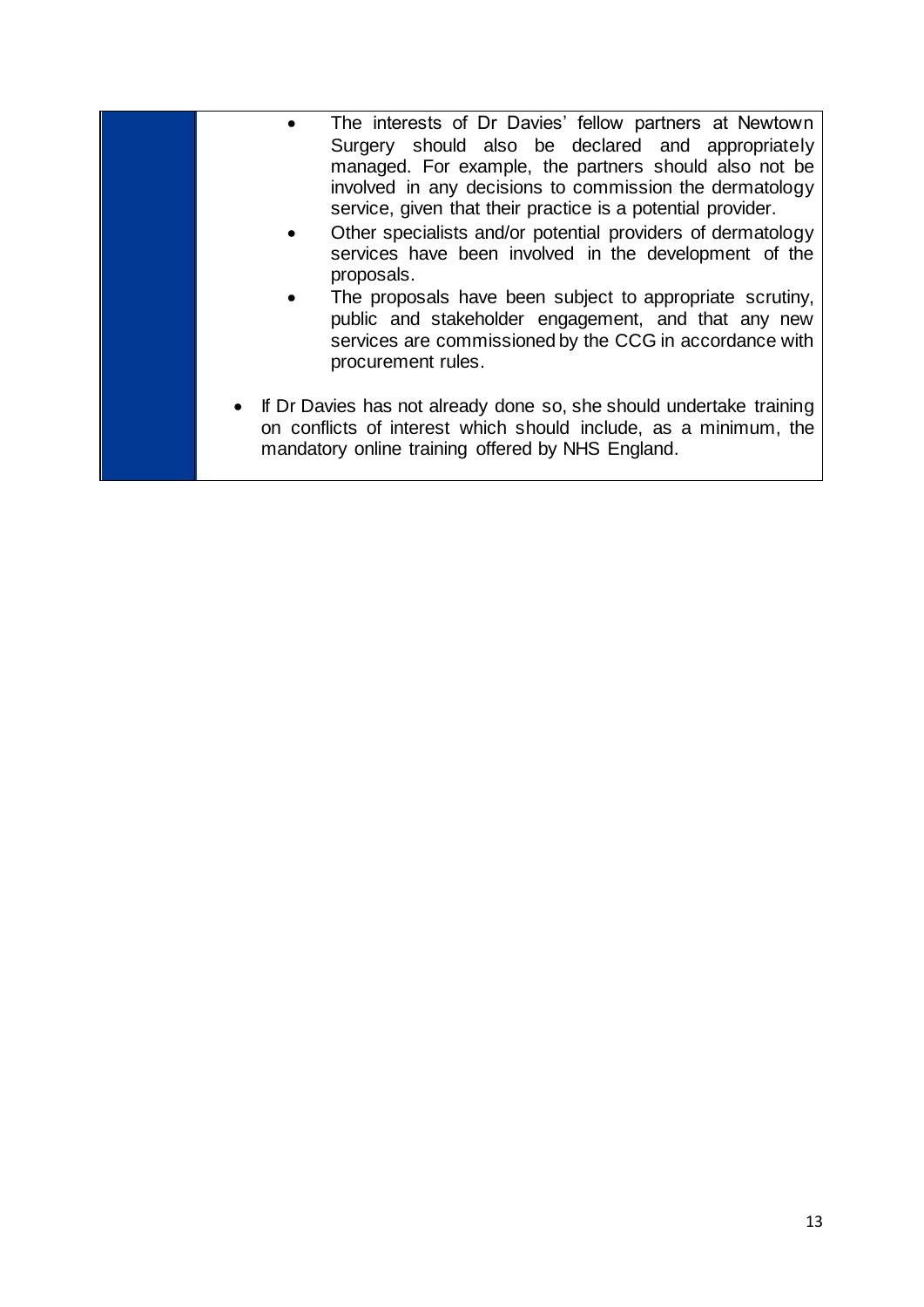- The interests of Dr Davies' fellow partners at Newtown Surgery should also be declared and appropriately managed. For example, the partners should also not be involved in any decisions to commission the dermatology service, given that their practice is a potential provider.
- Other specialists and/or potential providers of dermatology services have been involved in the development of the proposals.
- The proposals have been subject to appropriate scrutiny, public and stakeholder engagement, and that any new services are commissioned by the CCG in accordance with procurement rules.

- If Dr Davies has not already done so, she should undertake training on conflicts of interest which should include, as a minimum, the mandatory online training offered by NHS England.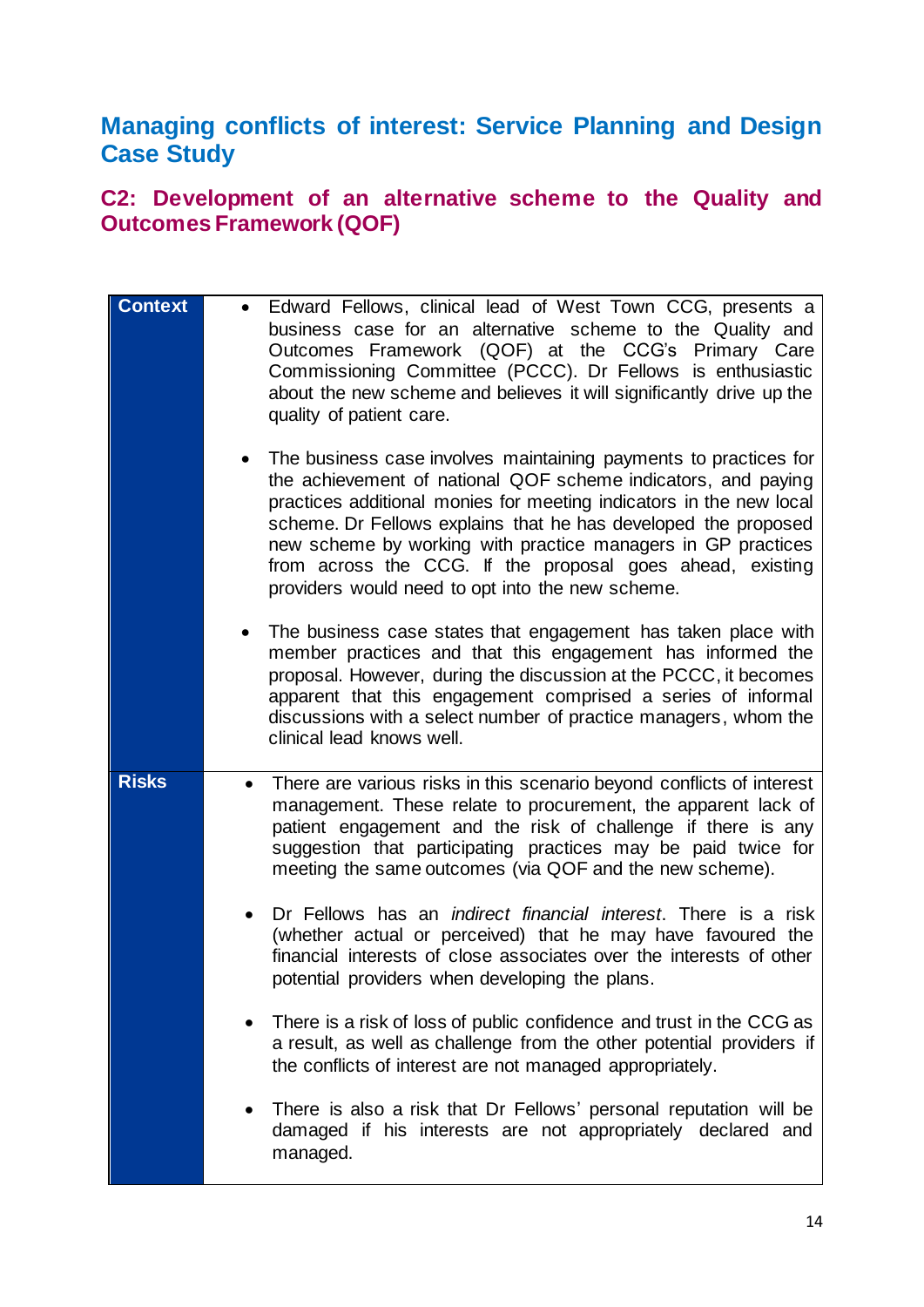# Managing conflicts of interest: Service Planning and Design Case Study

## C2: Development of an alternative scheme to the Quality and Outcomes Framework (QOF)

| | |
|---|---|
| **Context** | • Edward Fellows, clinical lead of West Town CCG, presents a business case for an alternative scheme to the Quality and Outcomes Framework (QOF) at the CCG's Primary Care Commissioning Committee (PCCC). Dr Fellows is enthusiastic about the new scheme and believes it will significantly drive up the quality of patient care.<br><br>• The business case involves maintaining payments to practices for the achievement of national QOF scheme indicators, and paying practices additional monies for meeting indicators in the new local scheme. Dr Fellows explains that he has developed the proposed new scheme by working with practice managers in GP practices from across the CCG. If the proposal goes ahead, existing providers would need to opt into the new scheme.<br><br>• The business case states that engagement has taken place with member practices and that this engagement has informed the proposal. However, during the discussion at the PCCC, it becomes apparent that this engagement comprised a series of informal discussions with a select number of practice managers, whom the clinical lead knows well. |
| **Risks** | • There are various risks in this scenario beyond conflicts of interest management. These relate to procurement, the apparent lack of patient engagement and the risk of challenge if there is any suggestion that participating practices may be paid twice for meeting the same outcomes (via QOF and the new scheme).<br><br>• Dr Fellows has an *indirect financial interest*. There is a risk (whether actual or perceived) that he may have favoured the financial interests of close associates over the interests of other potential providers when developing the plans.<br><br>• There is a risk of loss of public confidence and trust in the CCG as a result, as well as challenge from the other potential providers if the conflicts of interest are not managed appropriately.<br><br>• There is also a risk that Dr Fellows' personal reputation will be damaged if his interests are not appropriately declared and managed. |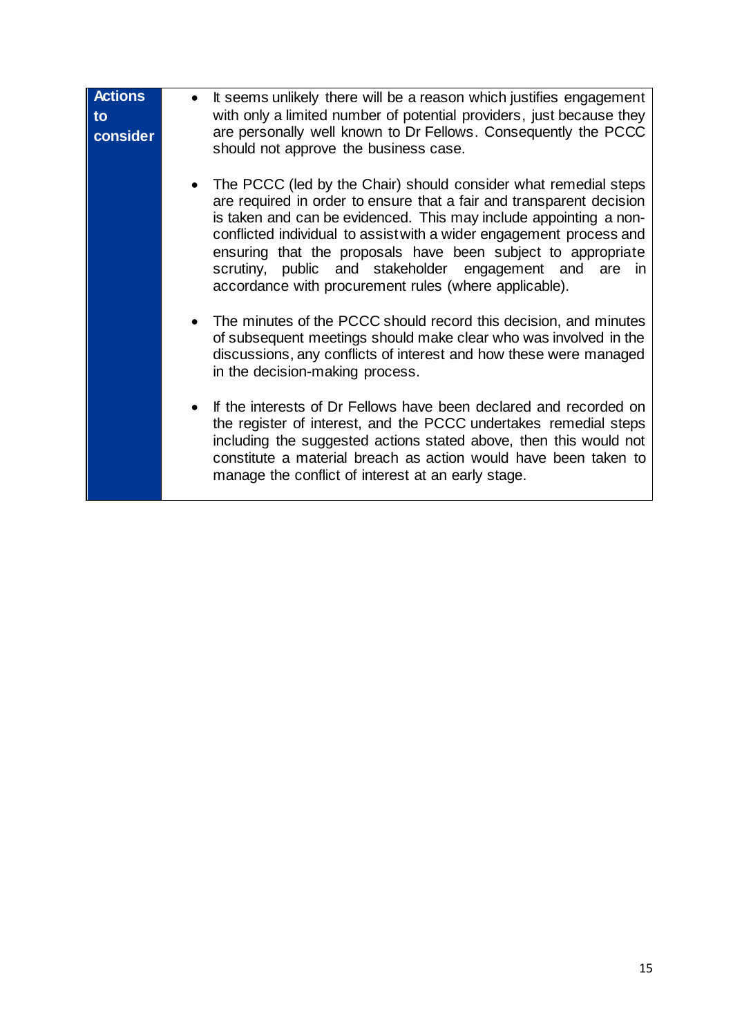| Actions to consider | |
|---|---|
| **Actions to consider** | • It seems unlikely there will be a reason which justifies engagement with only a limited number of potential providers, just because they are personally well known to Dr Fellows. Consequently the PCCC should not approve the business case.<br><br>• The PCCC (led by the Chair) should consider what remedial steps are required in order to ensure that a fair and transparent decision is taken and can be evidenced. This may include appointing a non-conflicted individual to assist with a wider engagement process and ensuring that the proposals have been subject to appropriate scrutiny, public and stakeholder engagement and are in accordance with procurement rules (where applicable).<br><br>• The minutes of the PCCC should record this decision, and minutes of subsequent meetings should make clear who was involved in the discussions, any conflicts of interest and how these were managed in the decision-making process.<br><br>• If the interests of Dr Fellows have been declared and recorded on the register of interest, and the PCCC undertakes remedial steps including the suggested actions stated above, then this would not constitute a material breach as action would have been taken to manage the conflict of interest at an early stage. |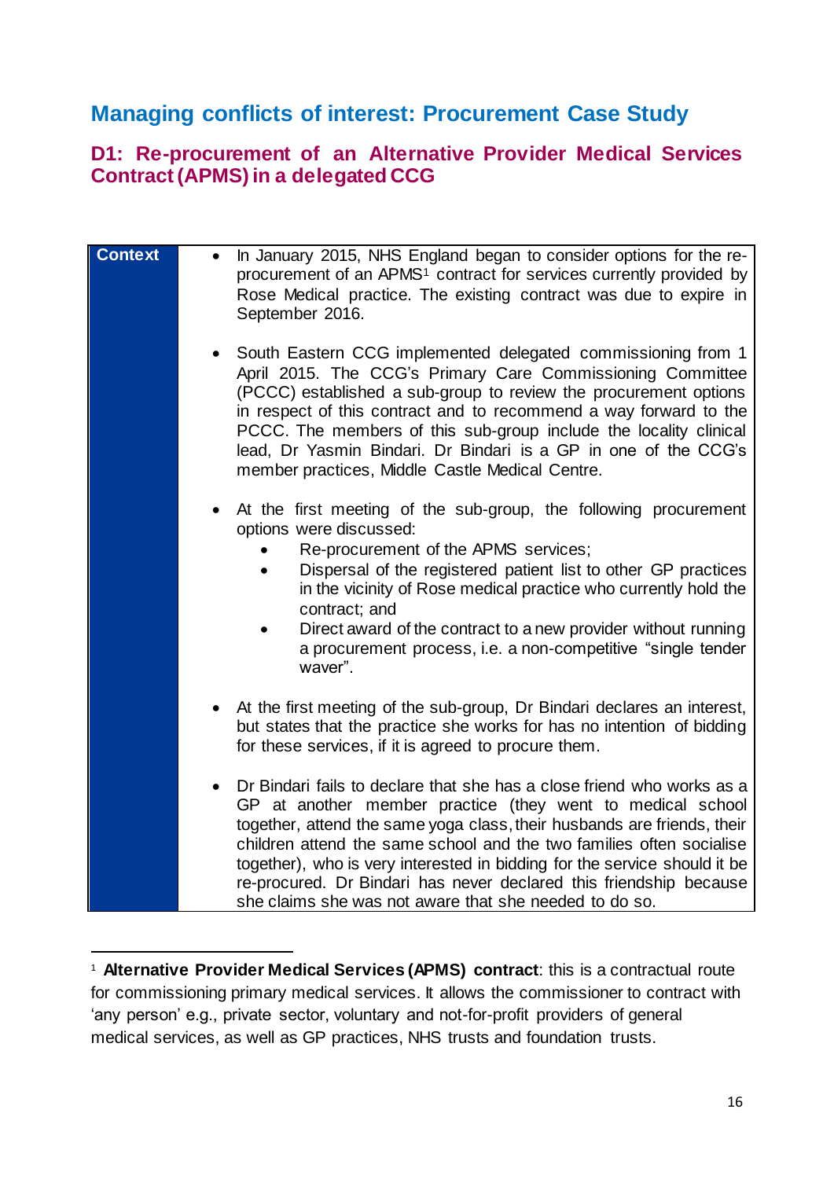# Managing conflicts of interest: Procurement Case Study

## D1: Re-procurement of an Alternative Provider Medical Services Contract (APMS) in a delegated CCG

| Context | |
|---|---|
| **Context** | • In January 2015, NHS England began to consider options for the re-procurement of an APMS[1] contract for services currently provided by Rose Medical practice. The existing contract was due to expire in September 2016.<br><br>• South Eastern CCG implemented delegated commissioning from 1 April 2015. The CCG's Primary Care Commissioning Committee (PCCC) established a sub-group to review the procurement options in respect of this contract and to recommend a way forward to the PCCC. The members of this sub-group include the locality clinical lead, Dr Yasmin Bindari. Dr Bindari is a GP in one of the CCG's member practices, Middle Castle Medical Centre.<br><br>• At the first meeting of the sub-group, the following procurement options were discussed:<br>&nbsp;&nbsp;&nbsp;&nbsp;◦ Re-procurement of the APMS services;<br>&nbsp;&nbsp;&nbsp;&nbsp;◦ Dispersal of the registered patient list to other GP practices in the vicinity of Rose medical practice who currently hold the contract; and<br>&nbsp;&nbsp;&nbsp;&nbsp;◦ Direct award of the contract to a new provider without running a procurement process, i.e. a non-competitive "single tender waver".<br><br>• At the first meeting of the sub-group, Dr Bindari declares an interest, but states that the practice she works for has no intention of bidding for these services, if it is agreed to procure them.<br><br>• Dr Bindari fails to declare that she has a close friend who works as a GP at another member practice (they went to medical school together, attend the same yoga class, their husbands are friends, their children attend the same school and the two families often socialise together), who is very interested in bidding for the service should it be re-procured. Dr Bindari has never declared this friendship because she claims she was not aware that she needed to do so. |

[1] **Alternative Provider Medical Services (APMS) contract**: this is a contractual route for commissioning primary medical services. It allows the commissioner to contract with 'any person' e.g., private sector, voluntary and not-for-profit providers of general medical services, as well as GP practices, NHS trusts and foundation trusts.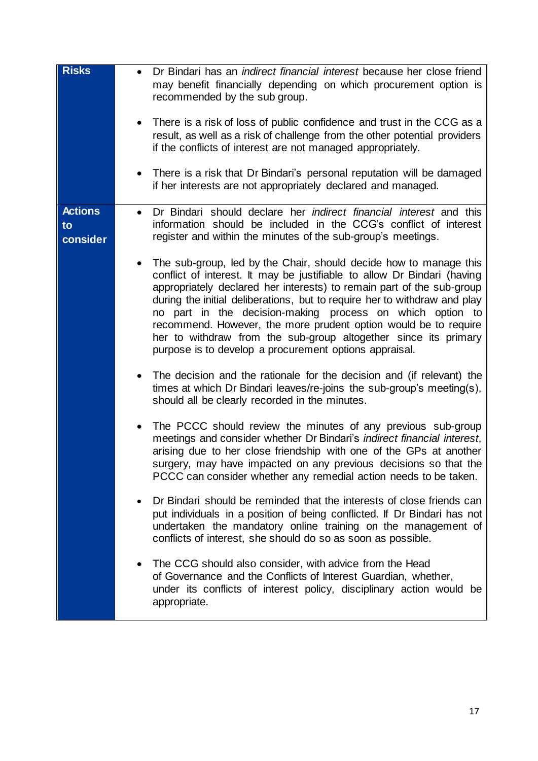| | |
|---|---|
| **Risks** | • Dr Bindari has an *indirect financial interest* because her close friend may benefit financially depending on which procurement option is recommended by the sub group.<br><br>• There is a risk of loss of public confidence and trust in the CCG as a result, as well as a risk of challenge from the other potential providers if the conflicts of interest are not managed appropriately.<br><br>• There is a risk that Dr Bindari's personal reputation will be damaged if her interests are not appropriately declared and managed. |
| **Actions to consider** | • Dr Bindari should declare her *indirect financial interest* and this information should be included in the CCG's conflict of interest register and within the minutes of the sub-group's meetings.<br><br>• The sub-group, led by the Chair, should decide how to manage this conflict of interest. It may be justifiable to allow Dr Bindari (having appropriately declared her interests) to remain part of the sub-group during the initial deliberations, but to require her to withdraw and play no part in the decision-making process on which option to recommend. However, the more prudent option would be to require her to withdraw from the sub-group altogether since its primary purpose is to develop a procurement options appraisal.<br><br>• The decision and the rationale for the decision and (if relevant) the times at which Dr Bindari leaves/re-joins the sub-group's meeting(s), should all be clearly recorded in the minutes.<br><br>• The PCCC should review the minutes of any previous sub-group meetings and consider whether Dr Bindari's *indirect financial interest*, arising due to her close friendship with one of the GPs at another surgery, may have impacted on any previous decisions so that the PCCC can consider whether any remedial action needs to be taken.<br><br>• Dr Bindari should be reminded that the interests of close friends can put individuals in a position of being conflicted. If Dr Bindari has not undertaken the mandatory online training on the management of conflicts of interest, she should do so as soon as possible.<br><br>• The CCG should also consider, with advice from the Head of Governance and the Conflicts of Interest Guardian, whether, under its conflicts of interest policy, disciplinary action would be appropriate. |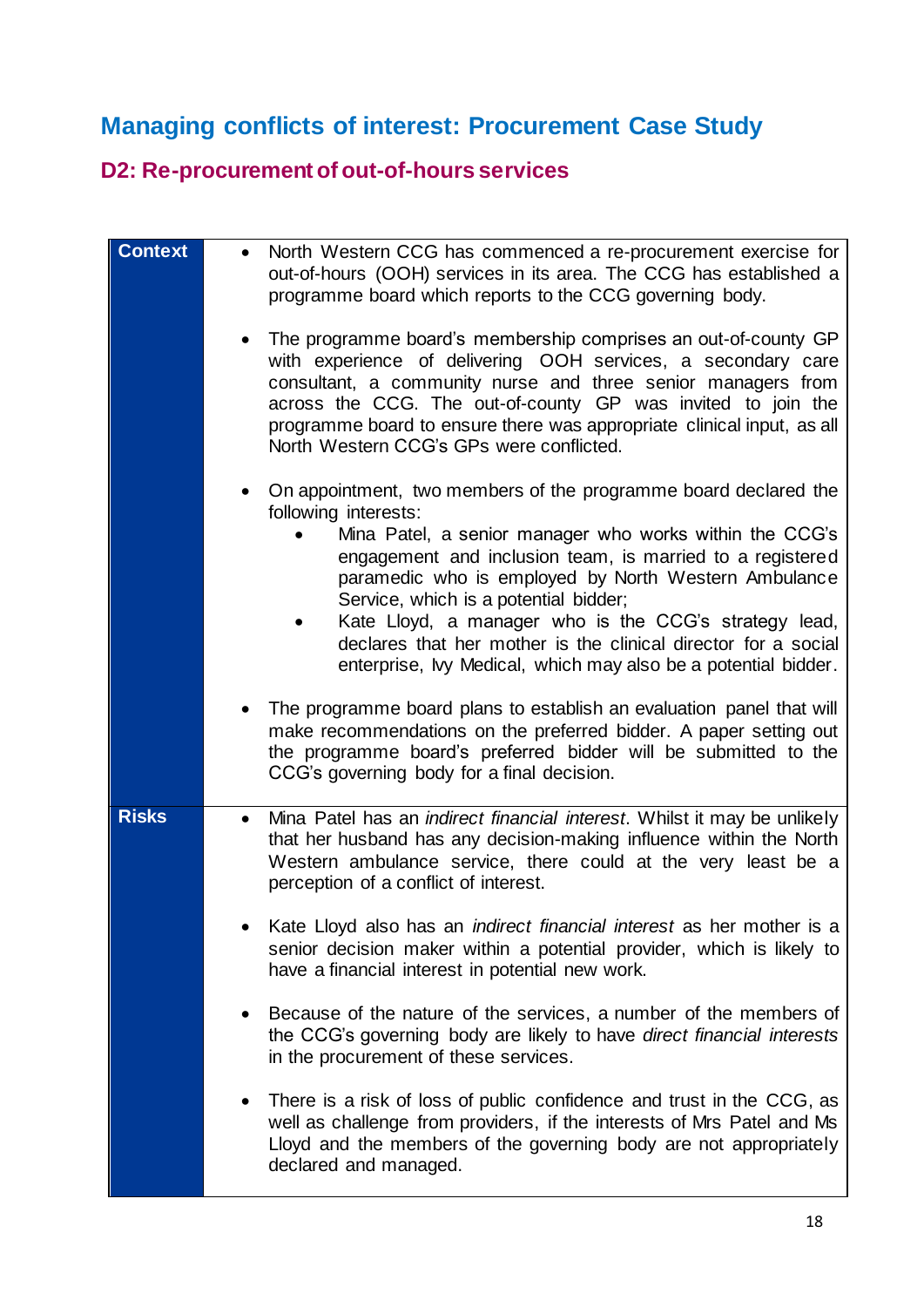## Managing conflicts of interest: Procurement Case Study

### D2: Re-procurement of out-of-hours services

| | |
|---|---|
| **Context** | • North Western CCG has commenced a re-procurement exercise for out-of-hours (OOH) services in its area. The CCG has established a programme board which reports to the CCG governing body.<br><br>• The programme board's membership comprises an out-of-county GP with experience of delivering OOH services, a secondary care consultant, a community nurse and three senior managers from across the CCG. The out-of-county GP was invited to join the programme board to ensure there was appropriate clinical input, as all North Western CCG's GPs were conflicted.<br><br>• On appointment, two members of the programme board declared the following interests:<br>&nbsp;&nbsp;&nbsp;&nbsp;• Mina Patel, a senior manager who works within the CCG's engagement and inclusion team, is married to a registered paramedic who is employed by North Western Ambulance Service, which is a potential bidder;<br>&nbsp;&nbsp;&nbsp;&nbsp;• Kate Lloyd, a manager who is the CCG's strategy lead, declares that her mother is the clinical director for a social enterprise, Ivy Medical, which may also be a potential bidder.<br><br>• The programme board plans to establish an evaluation panel that will make recommendations on the preferred bidder. A paper setting out the programme board's preferred bidder will be submitted to the CCG's governing body for a final decision. |
| **Risks** | • Mina Patel has an *indirect financial interest*. Whilst it may be unlikely that her husband has any decision-making influence within the North Western ambulance service, there could at the very least be a perception of a conflict of interest.<br><br>• Kate Lloyd also has an *indirect financial interest* as her mother is a senior decision maker within a potential provider, which is likely to have a financial interest in potential new work.<br><br>• Because of the nature of the services, a number of the members of the CCG's governing body are likely to have *direct financial interests* in the procurement of these services.<br><br>• There is a risk of loss of public confidence and trust in the CCG, as well as challenge from providers, if the interests of Mrs Patel and Ms Lloyd and the members of the governing body are not appropriately declared and managed. |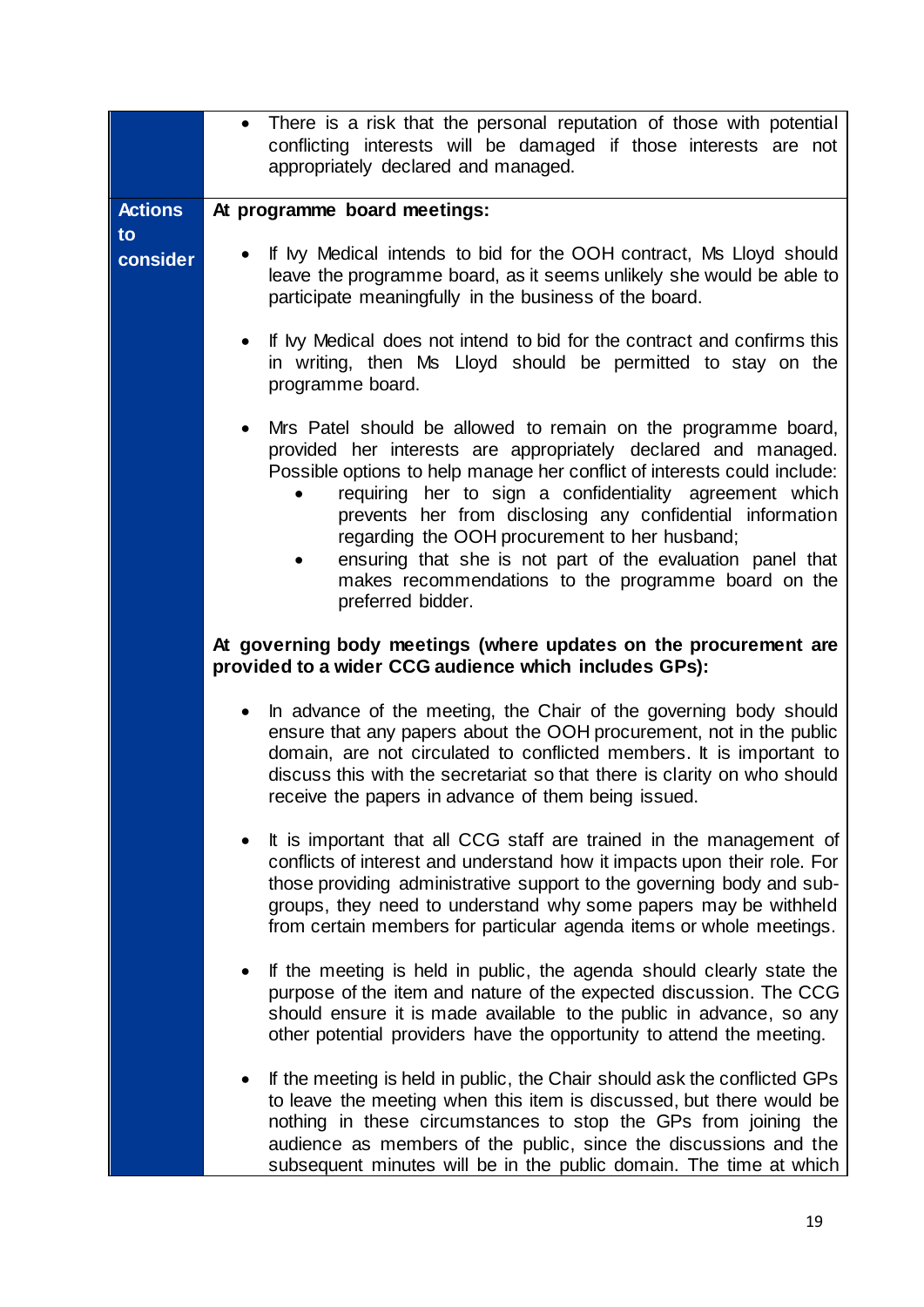| | |
|---|---|
| | • There is a risk that the personal reputation of those with potential conflicting interests will be damaged if those interests are not appropriately declared and managed. |
| **Actions to consider** | **At programme board meetings:**<br><br>• If Ivy Medical intends to bid for the OOH contract, Ms Lloyd should leave the programme board, as it seems unlikely she would be able to participate meaningfully in the business of the board.<br><br>• If Ivy Medical does not intend to bid for the contract and confirms this in writing, then Ms Lloyd should be permitted to stay on the programme board.<br><br>• Mrs Patel should be allowed to remain on the programme board, provided her interests are appropriately declared and managed. Possible options to help manage her conflict of interests could include:<br>&nbsp;&nbsp;&nbsp;&nbsp;• requiring her to sign a confidentiality agreement which prevents her from disclosing any confidential information regarding the OOH procurement to her husband;<br>&nbsp;&nbsp;&nbsp;&nbsp;• ensuring that she is not part of the evaluation panel that makes recommendations to the programme board on the preferred bidder.<br><br>**At governing body meetings (where updates on the procurement are provided to a wider CCG audience which includes GPs):**<br><br>• In advance of the meeting, the Chair of the governing body should ensure that any papers about the OOH procurement, not in the public domain, are not circulated to conflicted members. It is important to discuss this with the secretariat so that there is clarity on who should receive the papers in advance of them being issued.<br><br>• It is important that all CCG staff are trained in the management of conflicts of interest and understand how it impacts upon their role. For those providing administrative support to the governing body and sub-groups, they need to understand why some papers may be withheld from certain members for particular agenda items or whole meetings.<br><br>• If the meeting is held in public, the agenda should clearly state the purpose of the item and nature of the expected discussion. The CCG should ensure it is made available to the public in advance, so any other potential providers have the opportunity to attend the meeting.<br><br>• If the meeting is held in public, the Chair should ask the conflicted GPs to leave the meeting when this item is discussed, but there would be nothing in these circumstances to stop the GPs from joining the audience as members of the public, since the discussions and the subsequent minutes will be in the public domain. The time at which |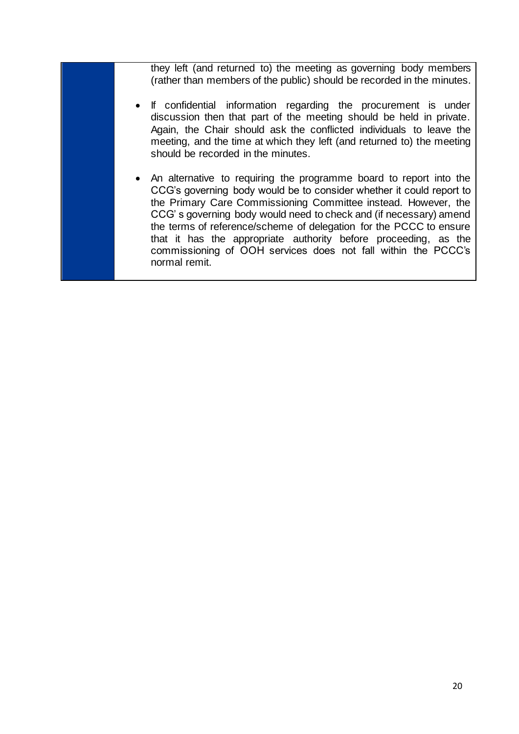they left (and returned to) the meeting as governing body members (rather than members of the public) should be recorded in the minutes.

- If confidential information regarding the procurement is under discussion then that part of the meeting should be held in private. Again, the Chair should ask the conflicted individuals to leave the meeting, and the time at which they left (and returned to) the meeting should be recorded in the minutes.

- An alternative to requiring the programme board to report into the CCG's governing body would be to consider whether it could report to the Primary Care Commissioning Committee instead. However, the CCG' s governing body would need to check and (if necessary) amend the terms of reference/scheme of delegation for the PCCC to ensure that it has the appropriate authority before proceeding, as the commissioning of OOH services does not fall within the PCCC's normal remit.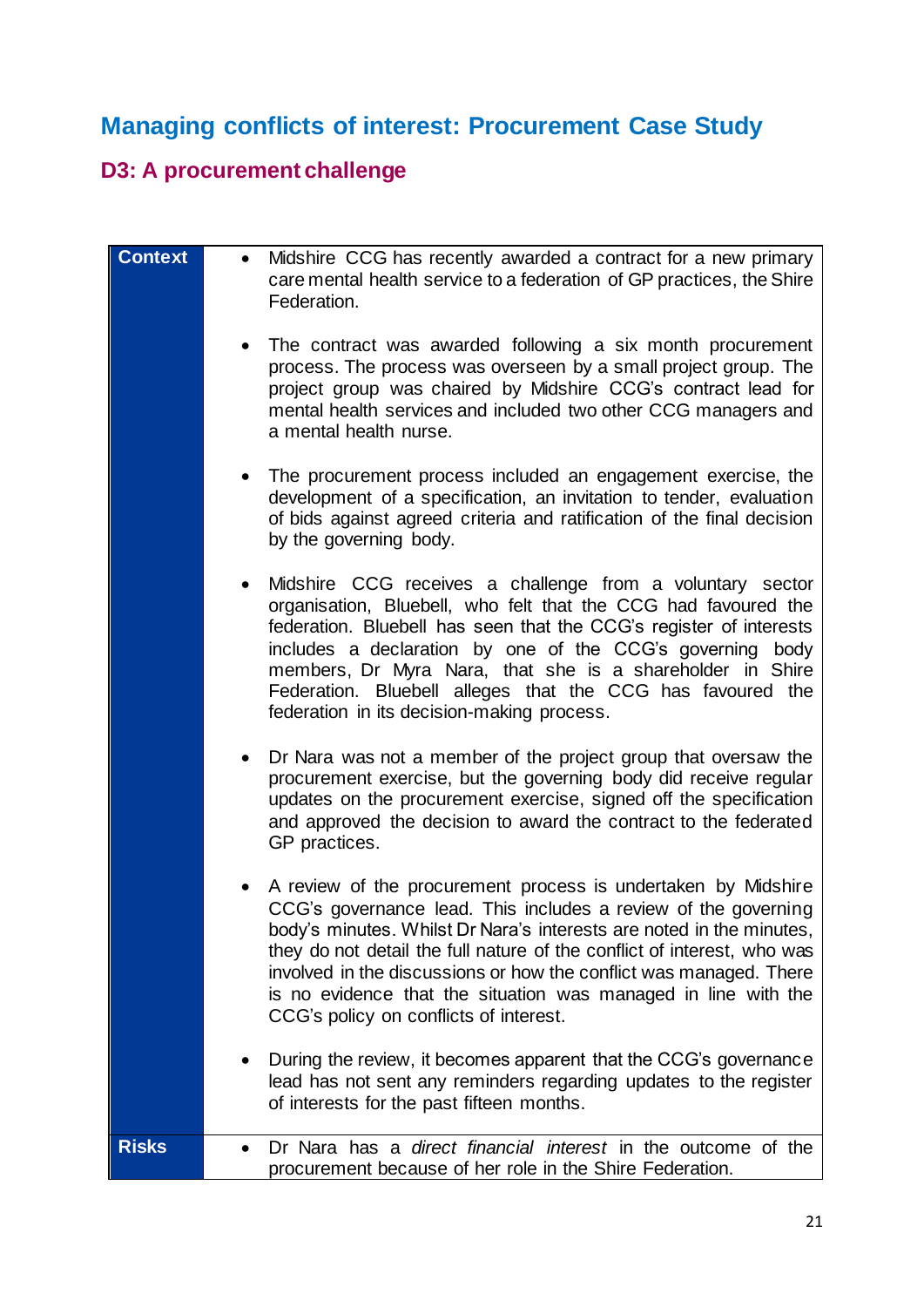# Managing conflicts of interest: Procurement Case Study

## D3: A procurement challenge

| | |
|---|---|
| **Context** | • Midshire CCG has recently awarded a contract for a new primary care mental health service to a federation of GP practices, the Shire Federation.<br><br>• The contract was awarded following a six month procurement process. The process was overseen by a small project group. The project group was chaired by Midshire CCG's contract lead for mental health services and included two other CCG managers and a mental health nurse.<br><br>• The procurement process included an engagement exercise, the development of a specification, an invitation to tender, evaluation of bids against agreed criteria and ratification of the final decision by the governing body.<br><br>• Midshire CCG receives a challenge from a voluntary sector organisation, Bluebell, who felt that the CCG had favoured the federation. Bluebell has seen that the CCG's register of interests includes a declaration by one of the CCG's governing body members, Dr Myra Nara, that she is a shareholder in Shire Federation. Bluebell alleges that the CCG has favoured the federation in its decision-making process.<br><br>• Dr Nara was not a member of the project group that oversaw the procurement exercise, but the governing body did receive regular updates on the procurement exercise, signed off the specification and approved the decision to award the contract to the federated GP practices.<br><br>• A review of the procurement process is undertaken by Midshire CCG's governance lead. This includes a review of the governing body's minutes. Whilst Dr Nara's interests are noted in the minutes, they do not detail the full nature of the conflict of interest, who was involved in the discussions or how the conflict was managed. There is no evidence that the situation was managed in line with the CCG's policy on conflicts of interest.<br><br>• During the review, it becomes apparent that the CCG's governance lead has not sent any reminders regarding updates to the register of interests for the past fifteen months. |
| **Risks** | • Dr Nara has a *direct financial interest* in the outcome of the procurement because of her role in the Shire Federation. |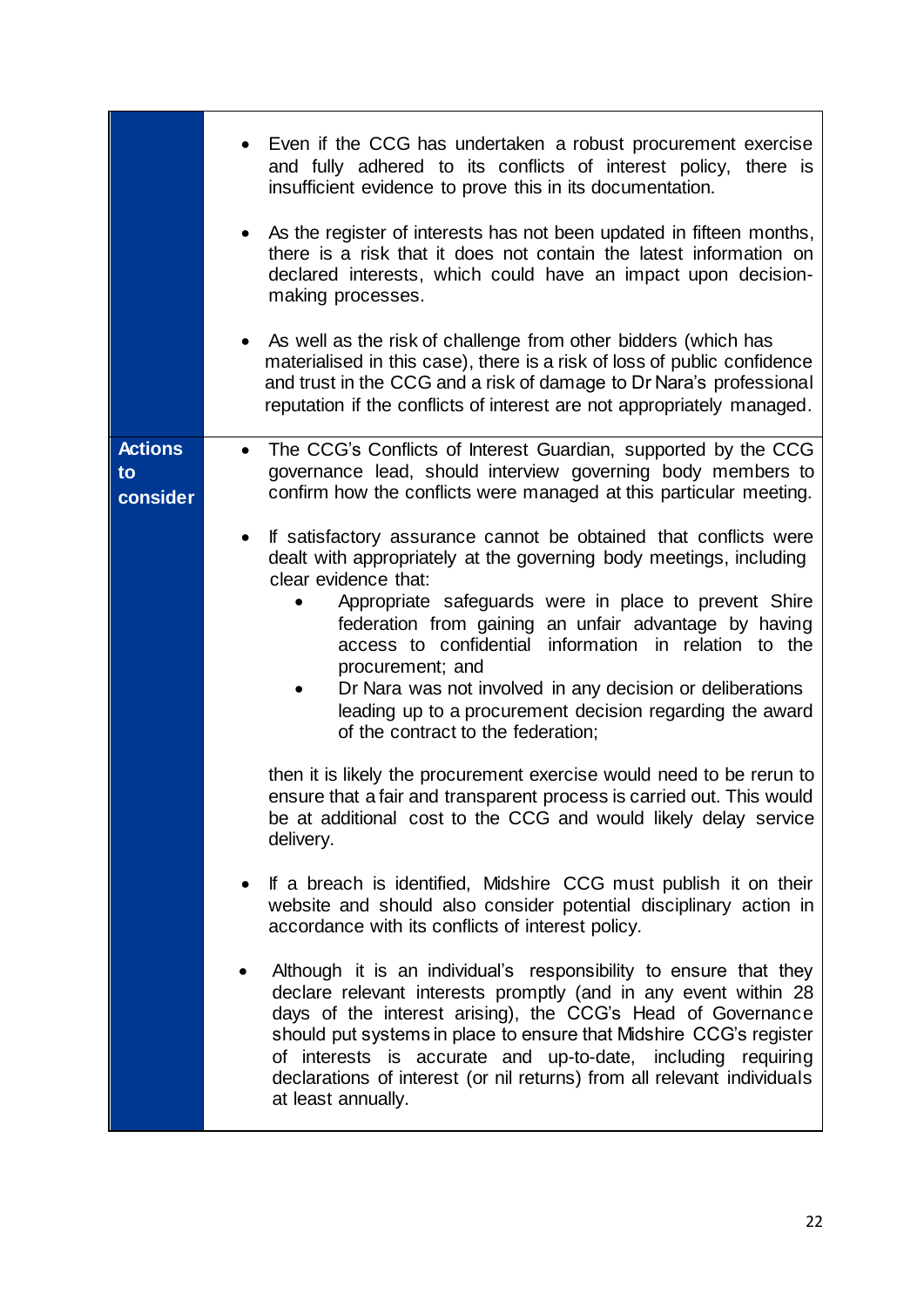| | |
|---|---|
| | • Even if the CCG has undertaken a robust procurement exercise and fully adhered to its conflicts of interest policy, there is insufficient evidence to prove this in its documentation.<br><br>• As the register of interests has not been updated in fifteen months, there is a risk that it does not contain the latest information on declared interests, which could have an impact upon decision-making processes.<br><br>• As well as the risk of challenge from other bidders (which has materialised in this case), there is a risk of loss of public confidence and trust in the CCG and a risk of damage to Dr Nara's professional reputation if the conflicts of interest are not appropriately managed. |
| **Actions to consider** | • The CCG's Conflicts of Interest Guardian, supported by the CCG governance lead, should interview governing body members to confirm how the conflicts were managed at this particular meeting.<br><br>• If satisfactory assurance cannot be obtained that conflicts were dealt with appropriately at the governing body meetings, including clear evidence that:<br>  ◦ Appropriate safeguards were in place to prevent Shire federation from gaining an unfair advantage by having access to confidential information in relation to the procurement; and<br>  ◦ Dr Nara was not involved in any decision or deliberations leading up to a procurement decision regarding the award of the contract to the federation;<br><br>then it is likely the procurement exercise would need to be rerun to ensure that a fair and transparent process is carried out. This would be at additional cost to the CCG and would likely delay service delivery.<br><br>• If a breach is identified, Midshire CCG must publish it on their website and should also consider potential disciplinary action in accordance with its conflicts of interest policy.<br><br>• Although it is an individual's responsibility to ensure that they declare relevant interests promptly (and in any event within 28 days of the interest arising), the CCG's Head of Governance should put systems in place to ensure that Midshire CCG's register of interests is accurate and up-to-date, including requiring declarations of interest (or nil returns) from all relevant individuals at least annually. |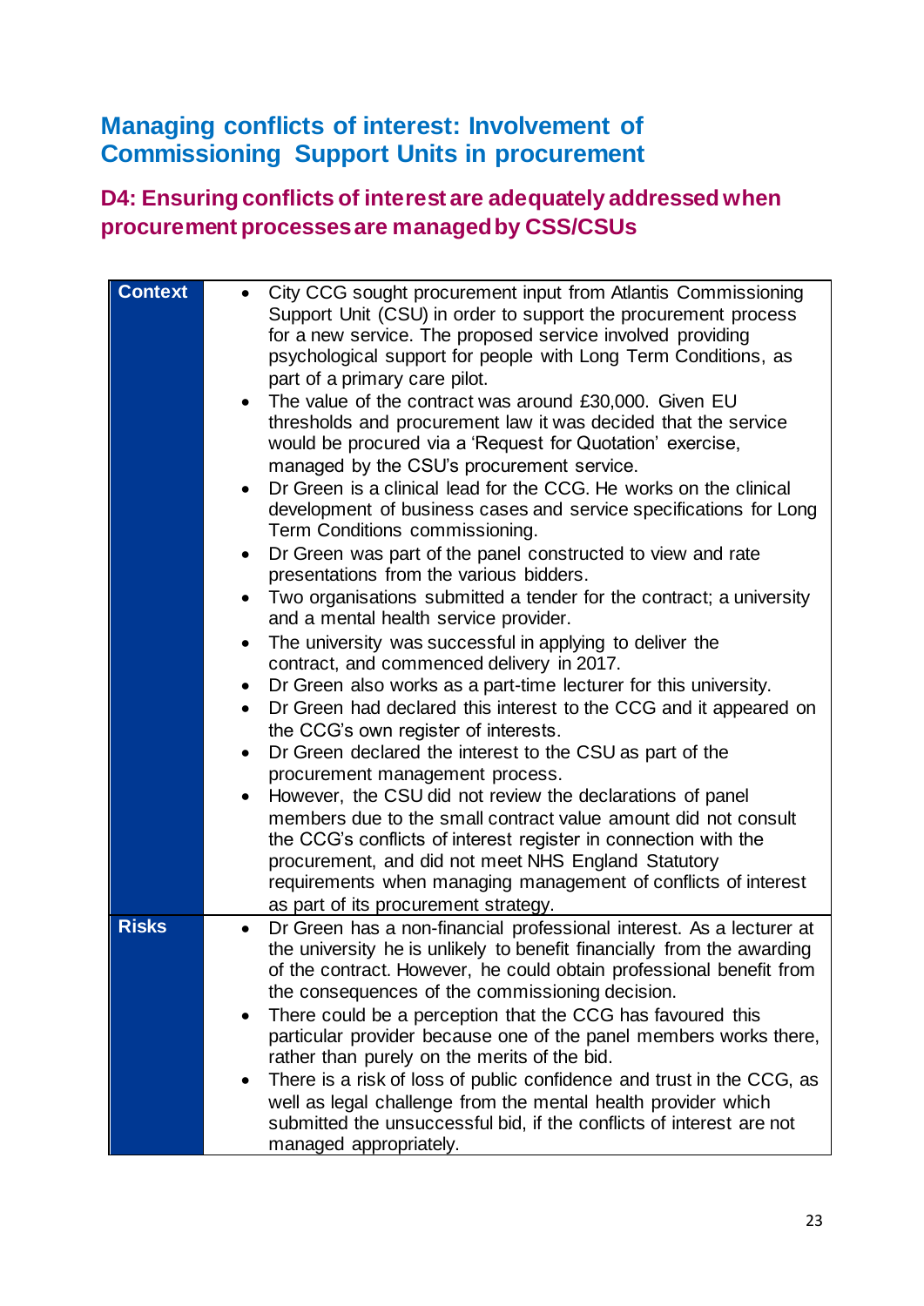## Managing conflicts of interest: Involvement of Commissioning Support Units in procurement

### D4: Ensuring conflicts of interest are adequately addressed when procurement processes are managed by CSS/CSUs

| | |
|---|---|
| **Context** | • City CCG sought procurement input from Atlantis Commissioning Support Unit (CSU) in order to support the procurement process for a new service. The proposed service involved providing psychological support for people with Long Term Conditions, as part of a primary care pilot.<br>• The value of the contract was around £30,000. Given EU thresholds and procurement law it was decided that the service would be procured via a 'Request for Quotation' exercise, managed by the CSU's procurement service.<br>• Dr Green is a clinical lead for the CCG. He works on the clinical development of business cases and service specifications for Long Term Conditions commissioning.<br>• Dr Green was part of the panel constructed to view and rate presentations from the various bidders.<br>• Two organisations submitted a tender for the contract; a university and a mental health service provider.<br>• The university was successful in applying to deliver the contract, and commenced delivery in 2017.<br>• Dr Green also works as a part-time lecturer for this university.<br>• Dr Green had declared this interest to the CCG and it appeared on the CCG's own register of interests.<br>• Dr Green declared the interest to the CSU as part of the procurement management process.<br>• However, the CSU did not review the declarations of panel members due to the small contract value amount did not consult the CCG's conflicts of interest register in connection with the procurement, and did not meet NHS England Statutory requirements when managing management of conflicts of interest as part of its procurement strategy. |
| **Risks** | • Dr Green has a non-financial professional interest. As a lecturer at the university he is unlikely to benefit financially from the awarding of the contract. However, he could obtain professional benefit from the consequences of the commissioning decision.<br>• There could be a perception that the CCG has favoured this particular provider because one of the panel members works there, rather than purely on the merits of the bid.<br>• There is a risk of loss of public confidence and trust in the CCG, as well as legal challenge from the mental health provider which submitted the unsuccessful bid, if the conflicts of interest are not managed appropriately. |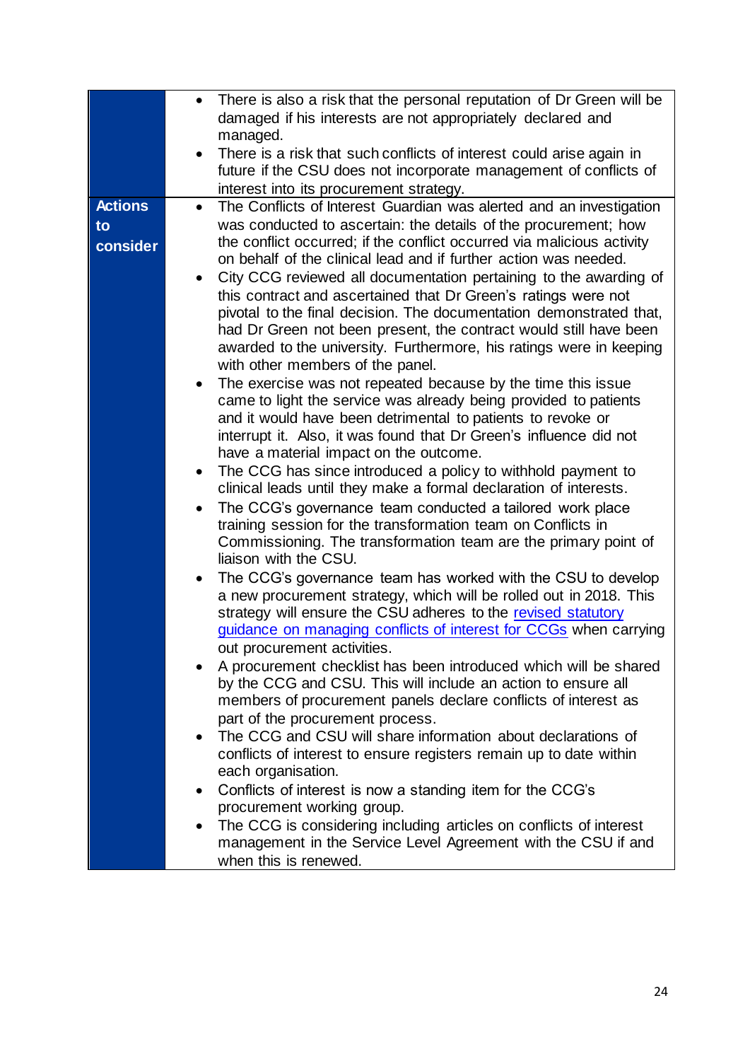| | |
|---|---|
| | • There is also a risk that the personal reputation of Dr Green will be damaged if his interests are not appropriately declared and managed.<br>• There is a risk that such conflicts of interest could arise again in future if the CSU does not incorporate management of conflicts of interest into its procurement strategy. |
| **Actions to consider** | • The Conflicts of Interest Guardian was alerted and an investigation was conducted to ascertain: the details of the procurement; how the conflict occurred; if the conflict occurred via malicious activity on behalf of the clinical lead and if further action was needed.<br>• City CCG reviewed all documentation pertaining to the awarding of this contract and ascertained that Dr Green's ratings were not pivotal to the final decision. The documentation demonstrated that, had Dr Green not been present, the contract would still have been awarded to the university. Furthermore, his ratings were in keeping with other members of the panel.<br>• The exercise was not repeated because by the time this issue came to light the service was already being provided to patients and it would have been detrimental to patients to revoke or interrupt it. Also, it was found that Dr Green's influence did not have a material impact on the outcome.<br>• The CCG has since introduced a policy to withhold payment to clinical leads until they make a formal declaration of interests.<br>• The CCG's governance team conducted a tailored work place training session for the transformation team on Conflicts in Commissioning. The transformation team are the primary point of liaison with the CSU.<br>• The CCG's governance team has worked with the CSU to develop a new procurement strategy, which will be rolled out in 2018. This strategy will ensure the CSU adheres to the revised statutory guidance on managing conflicts of interest for CCGs when carrying out procurement activities.<br>• A procurement checklist has been introduced which will be shared by the CCG and CSU. This will include an action to ensure all members of procurement panels declare conflicts of interest as part of the procurement process.<br>• The CCG and CSU will share information about declarations of conflicts of interest to ensure registers remain up to date within each organisation.<br>• Conflicts of interest is now a standing item for the CCG's procurement working group.<br>• The CCG is considering including articles on conflicts of interest management in the Service Level Agreement with the CSU if and when this is renewed. |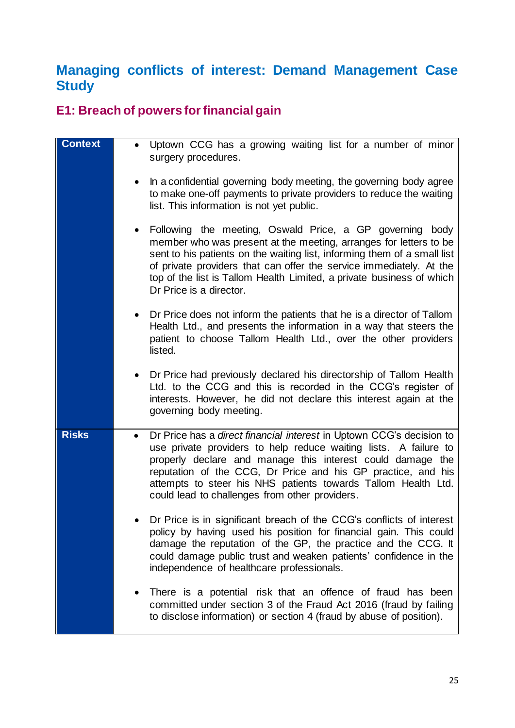## Managing conflicts of interest: Demand Management Case Study

### E1: Breach of powers for financial gain

| | |
|---|---|
| **Context** | • Uptown CCG has a growing waiting list for a number of minor surgery procedures.<br><br>• In a confidential governing body meeting, the governing body agree to make one-off payments to private providers to reduce the waiting list. This information is not yet public.<br><br>• Following the meeting, Oswald Price, a GP governing body member who was present at the meeting, arranges for letters to be sent to his patients on the waiting list, informing them of a small list of private providers that can offer the service immediately. At the top of the list is Tallom Health Limited, a private business of which Dr Price is a director.<br><br>• Dr Price does not inform the patients that he is a director of Tallom Health Ltd., and presents the information in a way that steers the patient to choose Tallom Health Ltd., over the other providers listed.<br><br>• Dr Price had previously declared his directorship of Tallom Health Ltd. to the CCG and this is recorded in the CCG's register of interests. However, he did not declare this interest again at the governing body meeting. |
| **Risks** | • Dr Price has a *direct financial interest* in Uptown CCG's decision to use private providers to help reduce waiting lists. A failure to properly declare and manage this interest could damage the reputation of the CCG, Dr Price and his GP practice, and his attempts to steer his NHS patients towards Tallom Health Ltd. could lead to challenges from other providers.<br><br>• Dr Price is in significant breach of the CCG's conflicts of interest policy by having used his position for financial gain. This could damage the reputation of the GP, the practice and the CCG. It could damage public trust and weaken patients' confidence in the independence of healthcare professionals.<br><br>• There is a potential risk that an offence of fraud has been committed under section 3 of the Fraud Act 2016 (fraud by failing to disclose information) or section 4 (fraud by abuse of position). |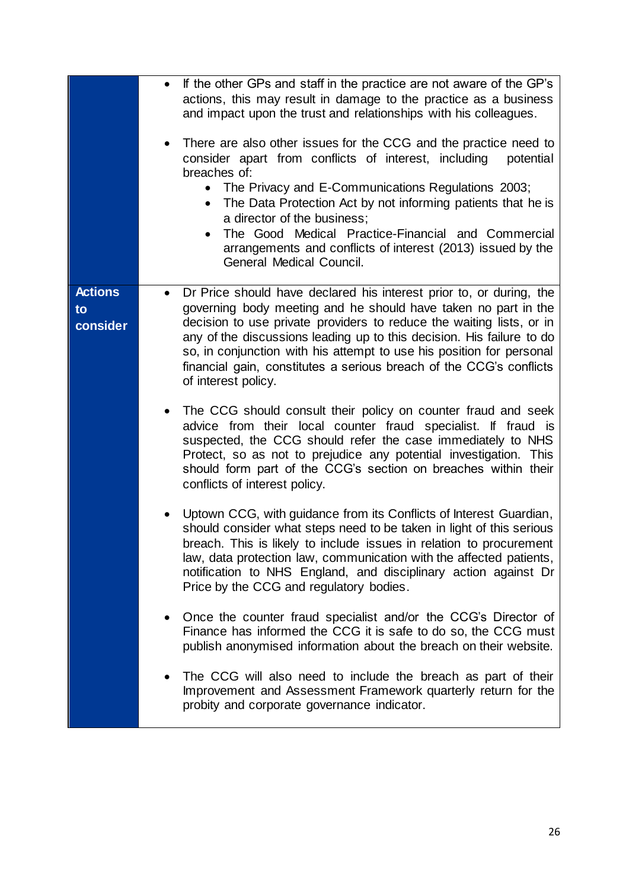| | |
|---|---|
| | <ul><li>If the other GPs and staff in the practice are not aware of the GP's actions, this may result in damage to the practice as a business and impact upon the trust and relationships with his colleagues.</li><li>There are also other issues for the CCG and the practice need to consider apart from conflicts of interest, including potential breaches of:<ul><li>The Privacy and E-Communications Regulations 2003;</li><li>The Data Protection Act by not informing patients that he is a director of the business;</li><li>The Good Medical Practice-Financial and Commercial arrangements and conflicts of interest (2013) issued by the General Medical Council.</li></ul></li></ul> |
| **Actions to consider** | <ul><li>Dr Price should have declared his interest prior to, or during, the governing body meeting and he should have taken no part in the decision to use private providers to reduce the waiting lists, or in any of the discussions leading up to this decision. His failure to do so, in conjunction with his attempt to use his position for personal financial gain, constitutes a serious breach of the CCG's conflicts of interest policy.</li><li>The CCG should consult their policy on counter fraud and seek advice from their local counter fraud specialist. If fraud is suspected, the CCG should refer the case immediately to NHS Protect, so as not to prejudice any potential investigation. This should form part of the CCG's section on breaches within their conflicts of interest policy.</li><li>Uptown CCG, with guidance from its Conflicts of Interest Guardian, should consider what steps need to be taken in light of this serious breach. This is likely to include issues in relation to procurement law, data protection law, communication with the affected patients, notification to NHS England, and disciplinary action against Dr Price by the CCG and regulatory bodies.</li><li>Once the counter fraud specialist and/or the CCG's Director of Finance has informed the CCG it is safe to do so, the CCG must publish anonymised information about the breach on their website.</li><li>The CCG will also need to include the breach as part of their Improvement and Assessment Framework quarterly return for the probity and corporate governance indicator.</li></ul> |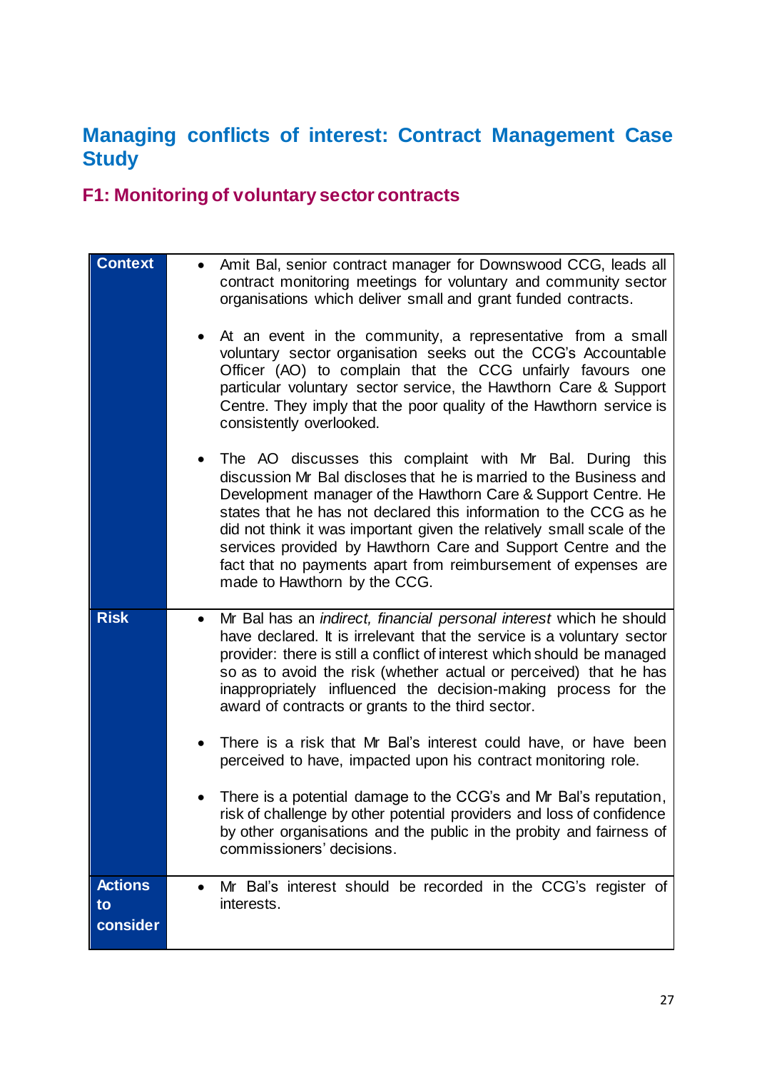## Managing conflicts of interest: Contract Management Case Study

### F1: Monitoring of voluntary sector contracts

| | |
|---|---|
| **Context** | • Amit Bal, senior contract manager for Downswood CCG, leads all contract monitoring meetings for voluntary and community sector organisations which deliver small and grant funded contracts.<br><br>• At an event in the community, a representative from a small voluntary sector organisation seeks out the CCG's Accountable Officer (AO) to complain that the CCG unfairly favours one particular voluntary sector service, the Hawthorn Care & Support Centre. They imply that the poor quality of the Hawthorn service is consistently overlooked.<br><br>• The AO discusses this complaint with Mr Bal. During this discussion Mr Bal discloses that he is married to the Business and Development manager of the Hawthorn Care & Support Centre. He states that he has not declared this information to the CCG as he did not think it was important given the relatively small scale of the services provided by Hawthorn Care and Support Centre and the fact that no payments apart from reimbursement of expenses are made to Hawthorn by the CCG. |
| **Risk** | • Mr Bal has an *indirect, financial personal interest* which he should have declared. It is irrelevant that the service is a voluntary sector provider: there is still a conflict of interest which should be managed so as to avoid the risk (whether actual or perceived) that he has inappropriately influenced the decision-making process for the award of contracts or grants to the third sector.<br><br>• There is a risk that Mr Bal's interest could have, or have been perceived to have, impacted upon his contract monitoring role.<br><br>• There is a potential damage to the CCG's and Mr Bal's reputation, risk of challenge by other potential providers and loss of confidence by other organisations and the public in the probity and fairness of commissioners' decisions. |
| **Actions to consider** | • Mr Bal's interest should be recorded in the CCG's register of interests. |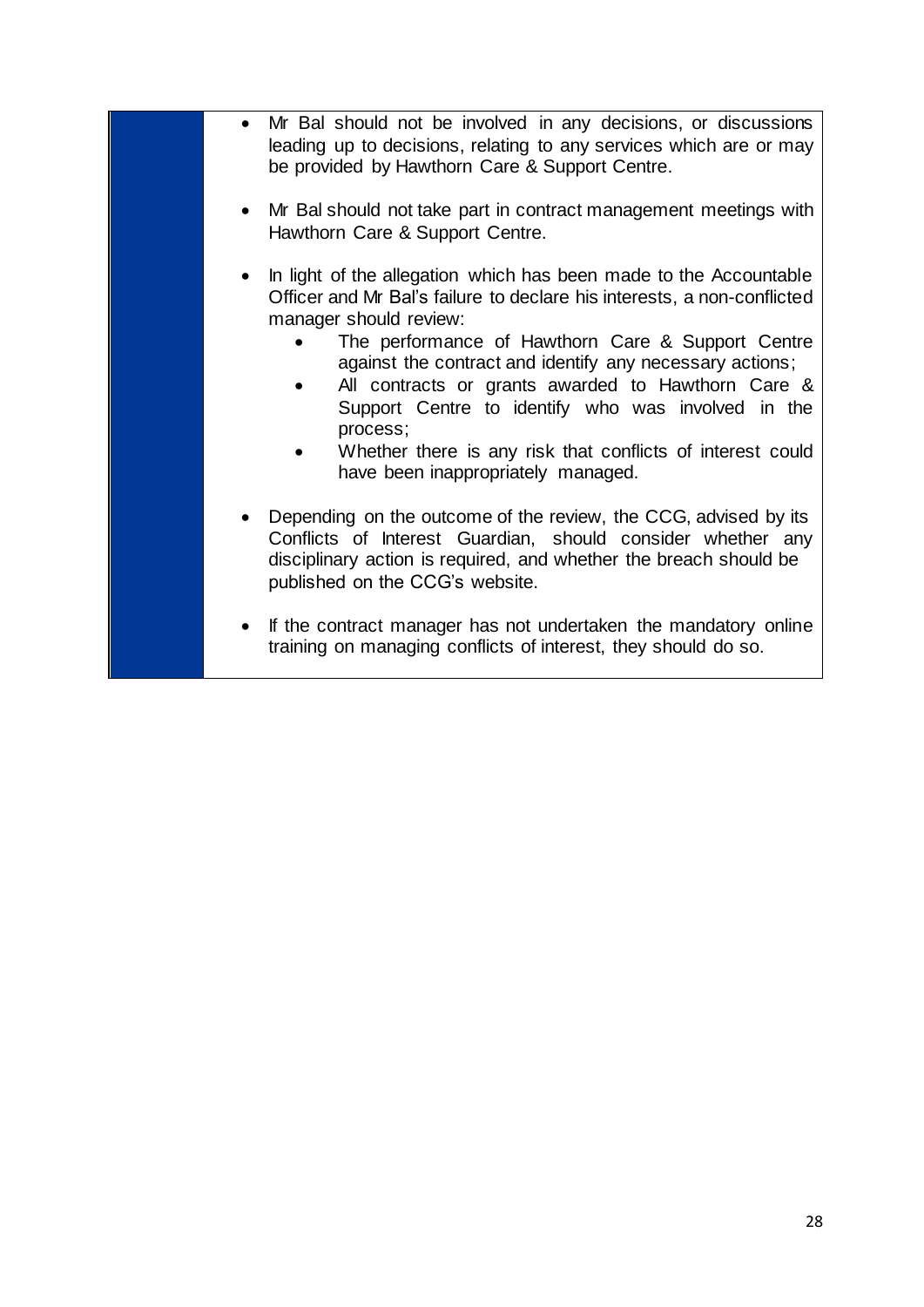- Mr Bal should not be involved in any decisions, or discussions leading up to decisions, relating to any services which are or may be provided by Hawthorn Care & Support Centre.

- Mr Bal should not take part in contract management meetings with Hawthorn Care & Support Centre.

- In light of the allegation which has been made to the Accountable Officer and Mr Bal's failure to declare his interests, a non-conflicted manager should review:
  - The performance of Hawthorn Care & Support Centre against the contract and identify any necessary actions;
  - All contracts or grants awarded to Hawthorn Care & Support Centre to identify who was involved in the process;
  - Whether there is any risk that conflicts of interest could have been inappropriately managed.

- Depending on the outcome of the review, the CCG, advised by its Conflicts of Interest Guardian, should consider whether any disciplinary action is required, and whether the breach should be published on the CCG's website.

- If the contract manager has not undertaken the mandatory online training on managing conflicts of interest, they should do so.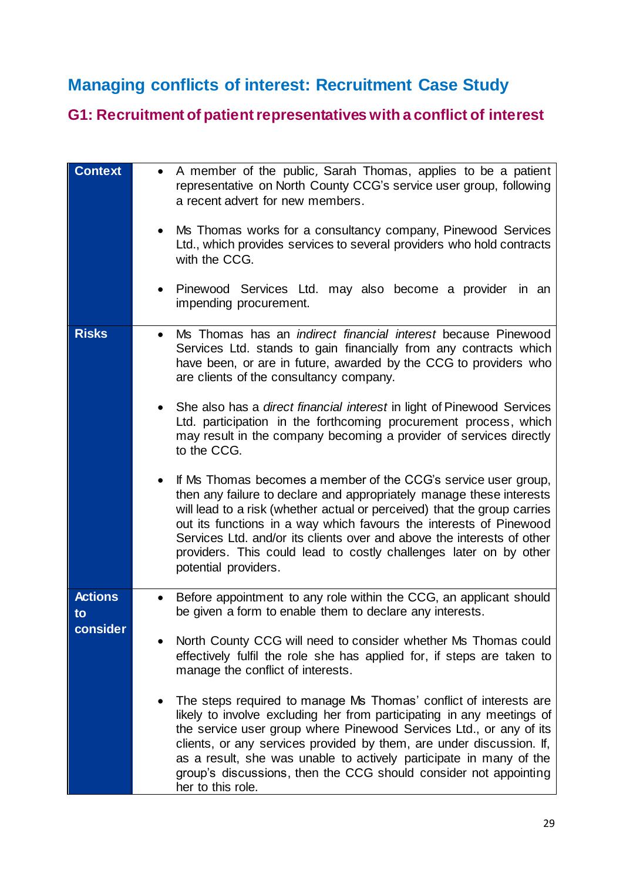## Managing conflicts of interest: Recruitment Case Study

### G1: Recruitment of patient representatives with a conflict of interest

| | |
|---|---|
| **Context** | • A member of the public, Sarah Thomas, applies to be a patient representative on North County CCG's service user group, following a recent advert for new members.<br><br>• Ms Thomas works for a consultancy company, Pinewood Services Ltd., which provides services to several providers who hold contracts with the CCG.<br><br>• Pinewood Services Ltd. may also become a provider in an impending procurement. |
| **Risks** | • Ms Thomas has an *indirect financial interest* because Pinewood Services Ltd. stands to gain financially from any contracts which have been, or are in future, awarded by the CCG to providers who are clients of the consultancy company.<br><br>• She also has a *direct financial interest* in light of Pinewood Services Ltd. participation in the forthcoming procurement process, which may result in the company becoming a provider of services directly to the CCG.<br><br>• If Ms Thomas becomes a member of the CCG's service user group, then any failure to declare and appropriately manage these interests will lead to a risk (whether actual or perceived) that the group carries out its functions in a way which favours the interests of Pinewood Services Ltd. and/or its clients over and above the interests of other providers. This could lead to costly challenges later on by other potential providers. |
| **Actions to consider** | • Before appointment to any role within the CCG, an applicant should be given a form to enable them to declare any interests.<br><br>• North County CCG will need to consider whether Ms Thomas could effectively fulfil the role she has applied for, if steps are taken to manage the conflict of interests.<br><br>• The steps required to manage Ms Thomas' conflict of interests are likely to involve excluding her from participating in any meetings of the service user group where Pinewood Services Ltd., or any of its clients, or any services provided by them, are under discussion. If, as a result, she was unable to actively participate in many of the group's discussions, then the CCG should consider not appointing her to this role. |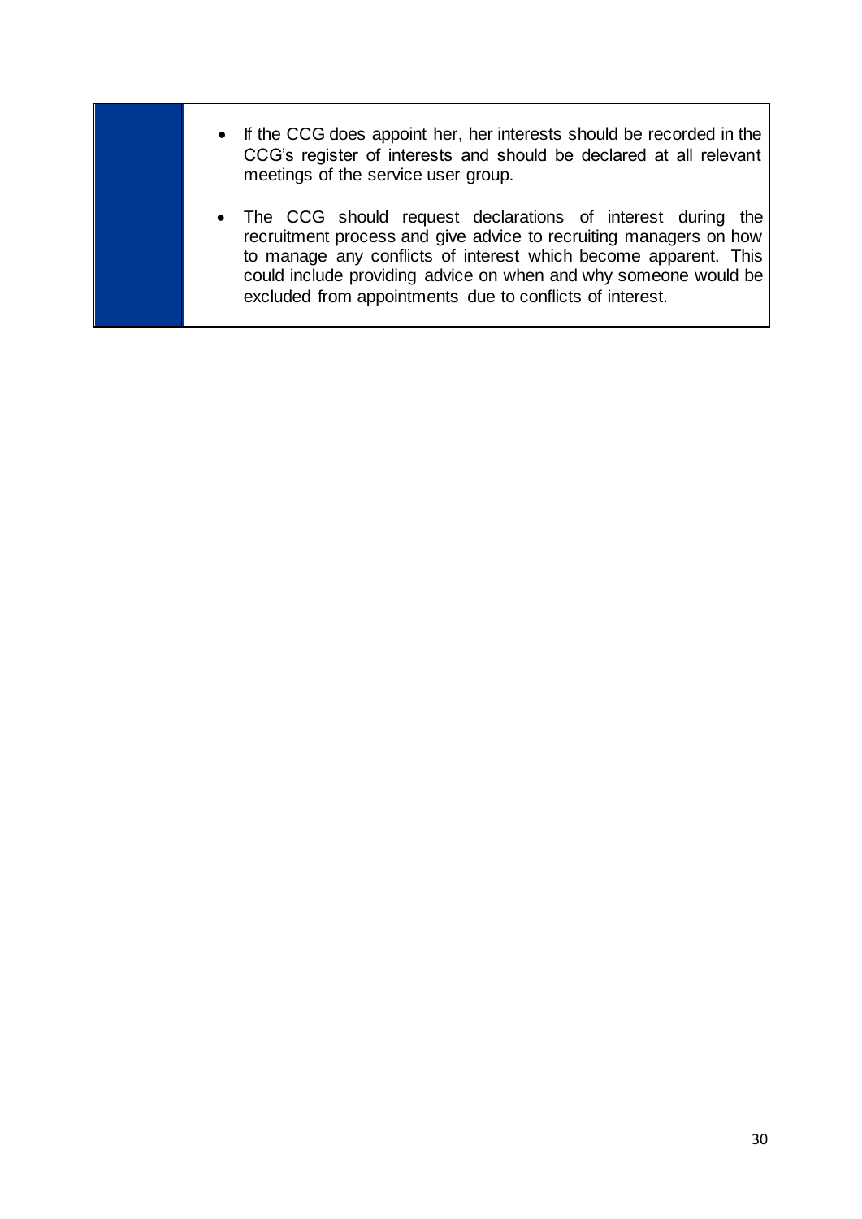- If the CCG does appoint her, her interests should be recorded in the CCG's register of interests and should be declared at all relevant meetings of the service user group.

- The CCG should request declarations of interest during the recruitment process and give advice to recruiting managers on how to manage any conflicts of interest which become apparent. This could include providing advice on when and why someone would be excluded from appointments due to conflicts of interest.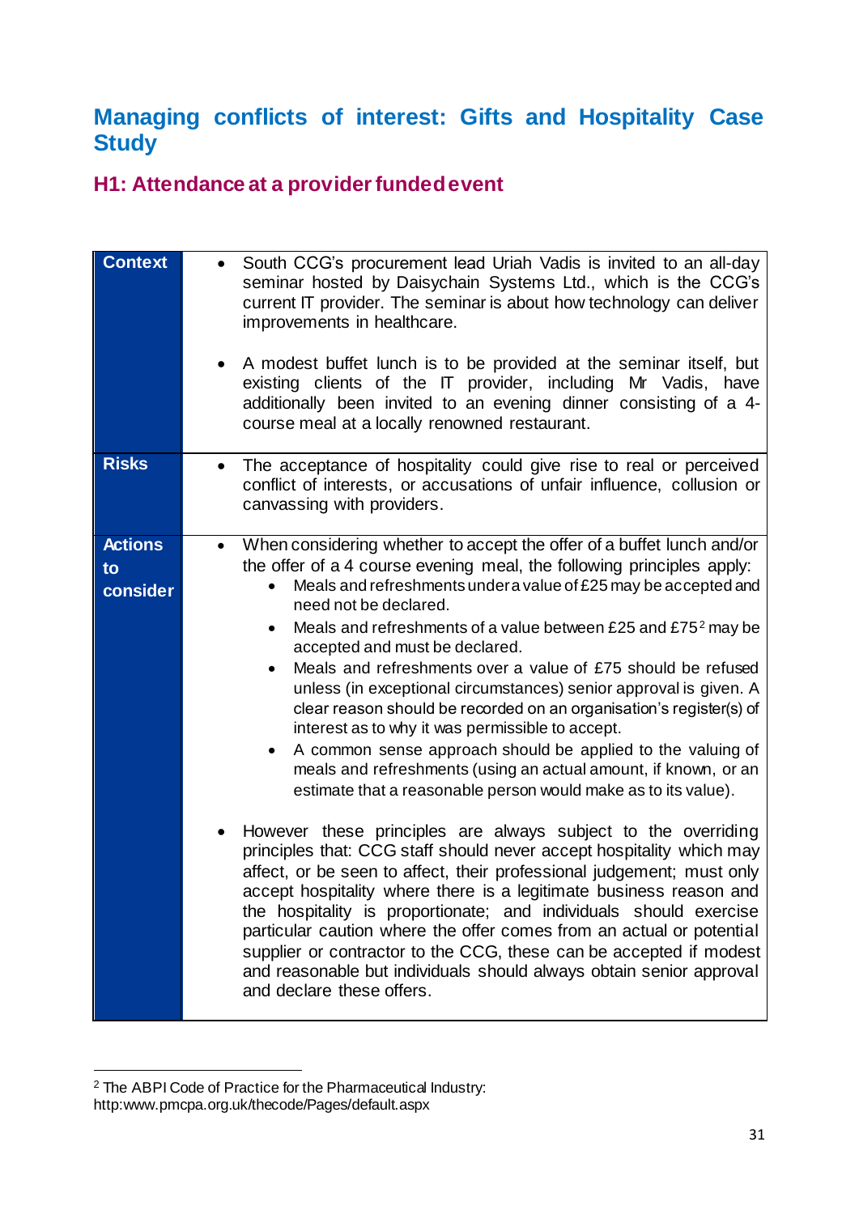# Managing conflicts of interest: Gifts and Hospitality Case Study

## H1: Attendance at a provider funded event

| | |
|---|---|
| **Context** | • South CCG's procurement lead Uriah Vadis is invited to an all-day seminar hosted by Daisychain Systems Ltd., which is the CCG's current IT provider. The seminar is about how technology can deliver improvements in healthcare.<br><br>• A modest buffet lunch is to be provided at the seminar itself, but existing clients of the IT provider, including Mr Vadis, have additionally been invited to an evening dinner consisting of a 4-course meal at a locally renowned restaurant. |
| **Risks** | • The acceptance of hospitality could give rise to real or perceived conflict of interests, or accusations of unfair influence, collusion or canvassing with providers. |
| **Actions to consider** | • When considering whether to accept the offer of a buffet lunch and/or the offer of a 4 course evening meal, the following principles apply:<br>&nbsp;&nbsp;&nbsp;&nbsp;◦ Meals and refreshments under a value of £25 may be accepted and need not be declared.<br>&nbsp;&nbsp;&nbsp;&nbsp;◦ Meals and refreshments of a value between £25 and £75[2] may be accepted and must be declared.<br>&nbsp;&nbsp;&nbsp;&nbsp;◦ Meals and refreshments over a value of £75 should be refused unless (in exceptional circumstances) senior approval is given. A clear reason should be recorded on an organisation's register(s) of interest as to why it was permissible to accept.<br>&nbsp;&nbsp;&nbsp;&nbsp;◦ A common sense approach should be applied to the valuing of meals and refreshments (using an actual amount, if known, or an estimate that a reasonable person would make as to its value).<br><br>• However these principles are always subject to the overriding principles that: CCG staff should never accept hospitality which may affect, or be seen to affect, their professional judgement; must only accept hospitality where there is a legitimate business reason and the hospitality is proportionate; and individuals should exercise particular caution where the offer comes from an actual or potential supplier or contractor to the CCG, these can be accepted if modest and reasonable but individuals should always obtain senior approval and declare these offers. |

---

[2] The ABPI Code of Practice for the Pharmaceutical Industry: http:www.pmcpa.org.uk/thecode/Pages/default.aspx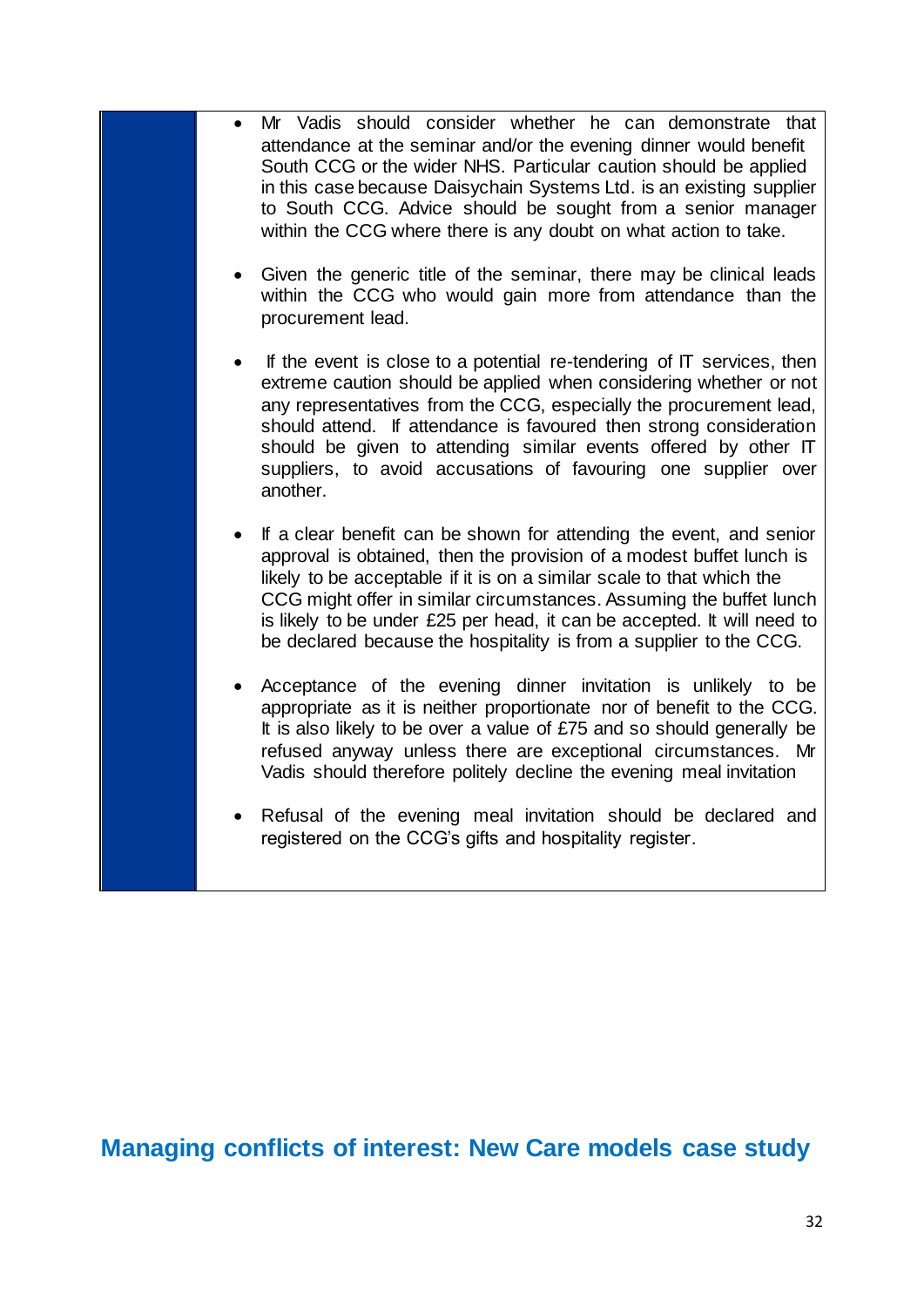- Mr Vadis should consider whether he can demonstrate that attendance at the seminar and/or the evening dinner would benefit South CCG or the wider NHS. Particular caution should be applied in this case because Daisychain Systems Ltd. is an existing supplier to South CCG. Advice should be sought from a senior manager within the CCG where there is any doubt on what action to take.

- Given the generic title of the seminar, there may be clinical leads within the CCG who would gain more from attendance than the procurement lead.

- If the event is close to a potential re-tendering of IT services, then extreme caution should be applied when considering whether or not any representatives from the CCG, especially the procurement lead, should attend. If attendance is favoured then strong consideration should be given to attending similar events offered by other IT suppliers, to avoid accusations of favouring one supplier over another.

- If a clear benefit can be shown for attending the event, and senior approval is obtained, then the provision of a modest buffet lunch is likely to be acceptable if it is on a similar scale to that which the CCG might offer in similar circumstances. Assuming the buffet lunch is likely to be under £25 per head, it can be accepted. It will need to be declared because the hospitality is from a supplier to the CCG.

- Acceptance of the evening dinner invitation is unlikely to be appropriate as it is neither proportionate nor of benefit to the CCG. It is also likely to be over a value of £75 and so should generally be refused anyway unless there are exceptional circumstances. Mr Vadis should therefore politely decline the evening meal invitation

- Refusal of the evening meal invitation should be declared and registered on the CCG's gifts and hospitality register.

## Managing conflicts of interest: New Care models case study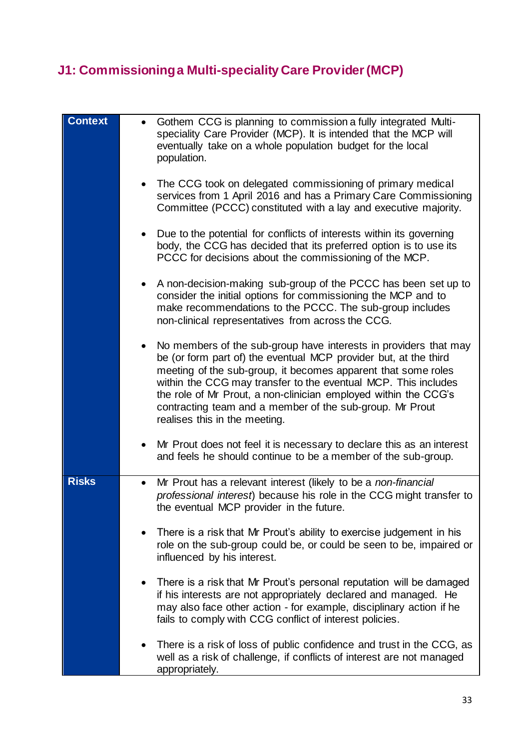## J1: Commissioning a Multi-speciality Care Provider (MCP)

| | |
|---|---|
| **Context** | <ul><li>Gothem CCG is planning to commission a fully integrated Multi-speciality Care Provider (MCP). It is intended that the MCP will eventually take on a whole population budget for the local population.</li><li>The CCG took on delegated commissioning of primary medical services from 1 April 2016 and has a Primary Care Commissioning Committee (PCCC) constituted with a lay and executive majority.</li><li>Due to the potential for conflicts of interests within its governing body, the CCG has decided that its preferred option is to use its PCCC for decisions about the commissioning of the MCP.</li><li>A non-decision-making sub-group of the PCCC has been set up to consider the initial options for commissioning the MCP and to make recommendations to the PCCC. The sub-group includes non-clinical representatives from across the CCG.</li><li>No members of the sub-group have interests in providers that may be (or form part of) the eventual MCP provider but, at the third meeting of the sub-group, it becomes apparent that some roles within the CCG may transfer to the eventual MCP. This includes the role of Mr Prout, a non-clinician employed within the CCG's contracting team and a member of the sub-group. Mr Prout realises this in the meeting.</li><li>Mr Prout does not feel it is necessary to declare this as an interest and feels he should continue to be a member of the sub-group.</li></ul> |
| **Risks** | <ul><li>Mr Prout has a relevant interest (likely to be a *non-financial professional interest*) because his role in the CCG might transfer to the eventual MCP provider in the future.</li><li>There is a risk that Mr Prout's ability to exercise judgement in his role on the sub-group could be, or could be seen to be, impaired or influenced by his interest.</li><li>There is a risk that Mr Prout's personal reputation will be damaged if his interests are not appropriately declared and managed. He may also face other action - for example, disciplinary action if he fails to comply with CCG conflict of interest policies.</li><li>There is a risk of loss of public confidence and trust in the CCG, as well as a risk of challenge, if conflicts of interest are not managed appropriately.</li></ul> |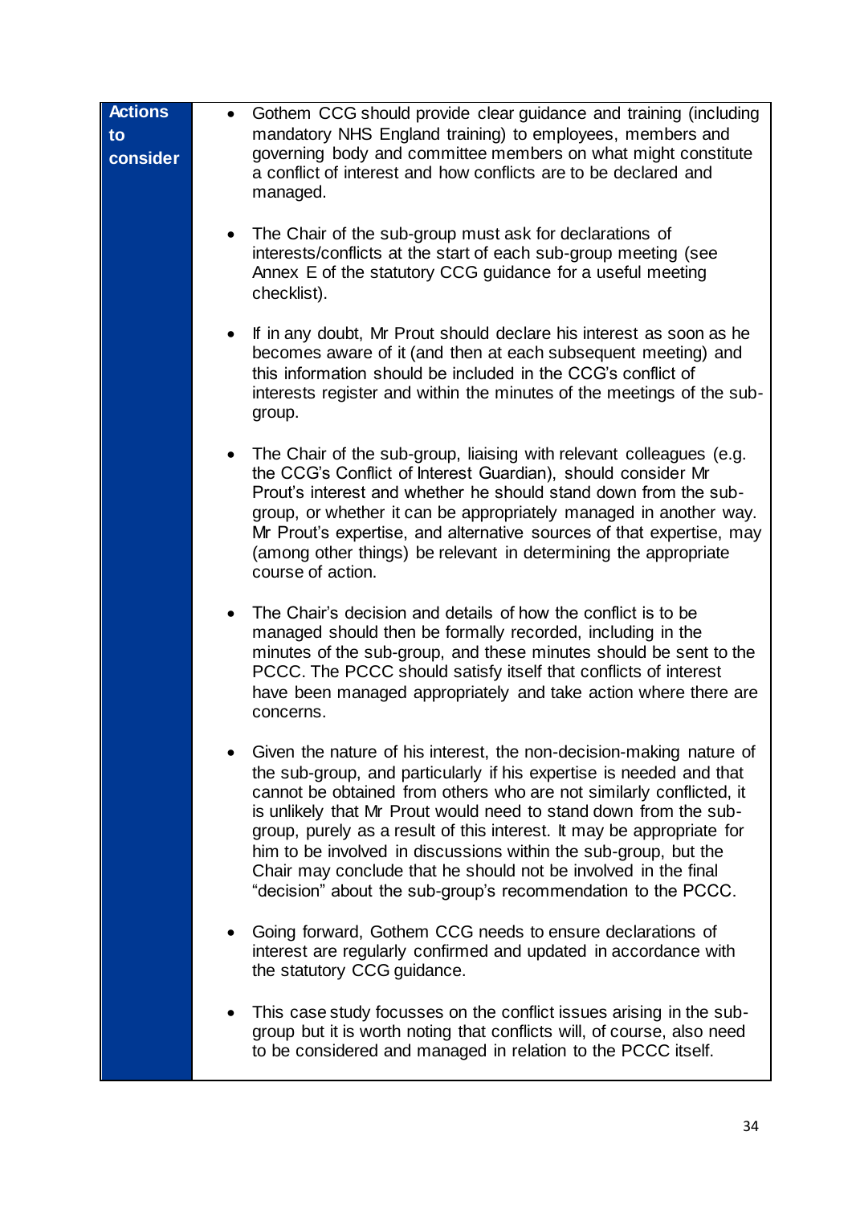| Actions to consider | |
|---|---|
| | • Gothem CCG should provide clear guidance and training (including mandatory NHS England training) to employees, members and governing body and committee members on what might constitute a conflict of interest and how conflicts are to be declared and managed.<br><br>• The Chair of the sub-group must ask for declarations of interests/conflicts at the start of each sub-group meeting (see Annex E of the statutory CCG guidance for a useful meeting checklist).<br><br>• If in any doubt, Mr Prout should declare his interest as soon as he becomes aware of it (and then at each subsequent meeting) and this information should be included in the CCG's conflict of interests register and within the minutes of the meetings of the sub-group.<br><br>• The Chair of the sub-group, liaising with relevant colleagues (e.g. the CCG's Conflict of Interest Guardian), should consider Mr Prout's interest and whether he should stand down from the sub-group, or whether it can be appropriately managed in another way. Mr Prout's expertise, and alternative sources of that expertise, may (among other things) be relevant in determining the appropriate course of action.<br><br>• The Chair's decision and details of how the conflict is to be managed should then be formally recorded, including in the minutes of the sub-group, and these minutes should be sent to the PCCC. The PCCC should satisfy itself that conflicts of interest have been managed appropriately and take action where there are concerns.<br><br>• Given the nature of his interest, the non-decision-making nature of the sub-group, and particularly if his expertise is needed and that cannot be obtained from others who are not similarly conflicted, it is unlikely that Mr Prout would need to stand down from the sub-group, purely as a result of this interest. It may be appropriate for him to be involved in discussions within the sub-group, but the Chair may conclude that he should not be involved in the final "decision" about the sub-group's recommendation to the PCCC.<br><br>• Going forward, Gothem CCG needs to ensure declarations of interest are regularly confirmed and updated in accordance with the statutory CCG guidance.<br><br>• This case study focusses on the conflict issues arising in the sub-group but it is worth noting that conflicts will, of course, also need to be considered and managed in relation to the PCCC itself. |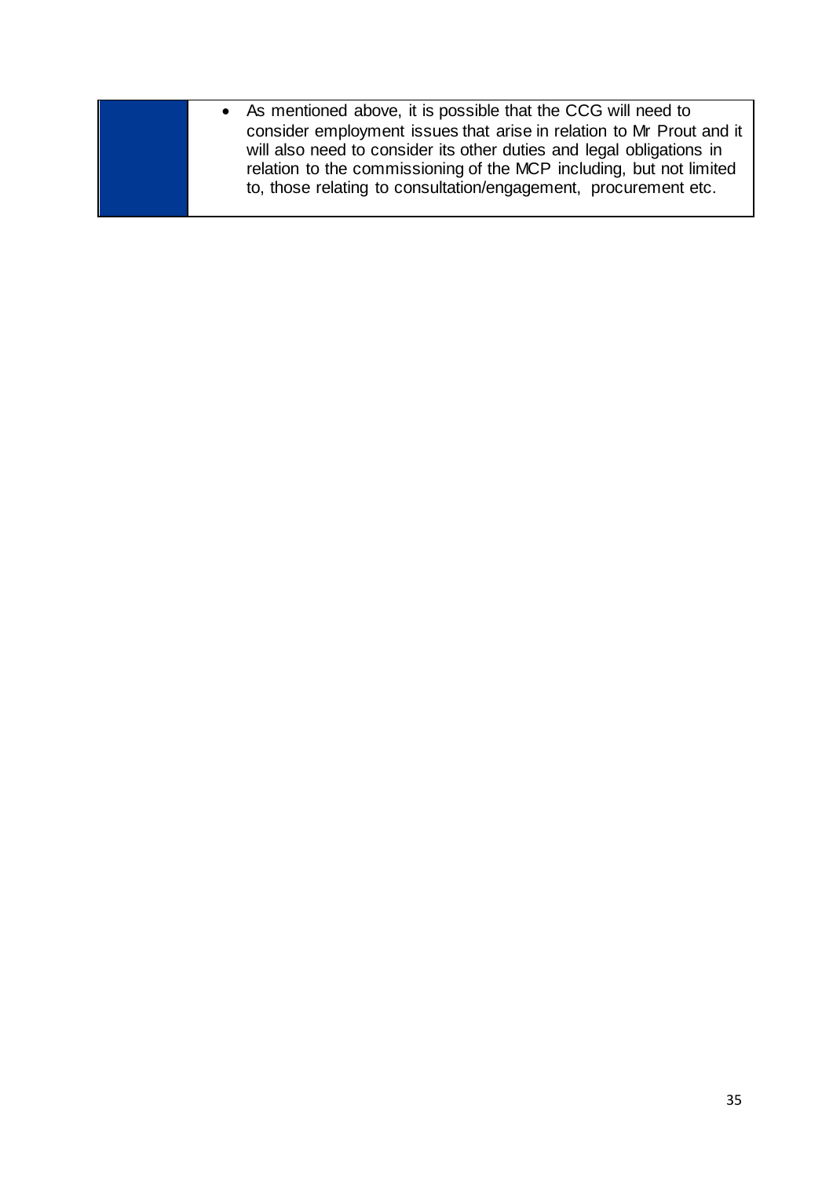| | |
|---|---|
| | • As mentioned above, it is possible that the CCG will need to consider employment issues that arise in relation to Mr Prout and it will also need to consider its other duties and legal obligations in relation to the commissioning of the MCP including, but not limited to, those relating to consultation/engagement, procurement etc. |